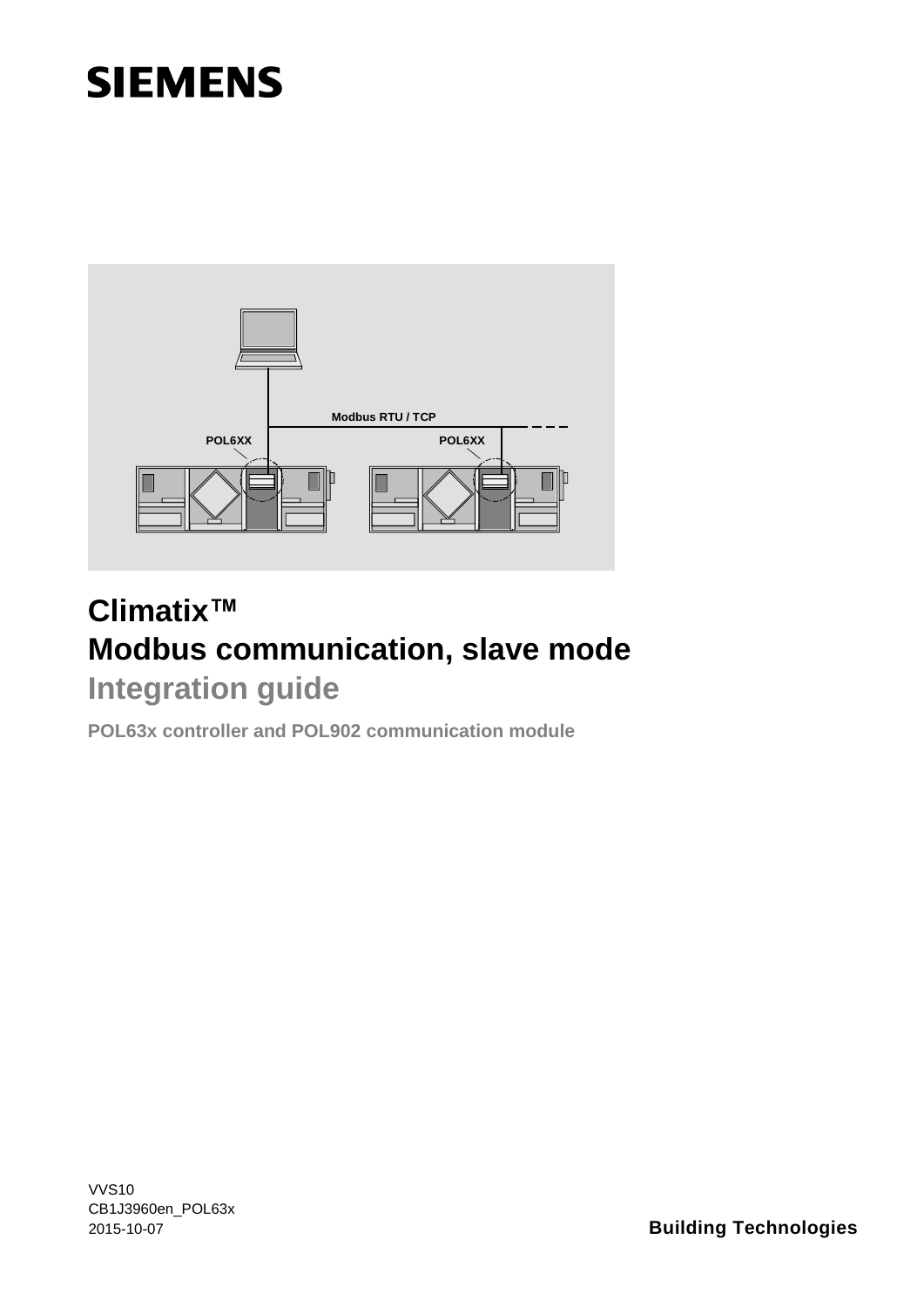SIEMENS

# Climatix™
# Modbus communication, slave mode

## Integration guide

**POL63x controller and POL902 communication module**

VVS10
CB1J3960en_POL63x
2015-10-07

**Building Technologies**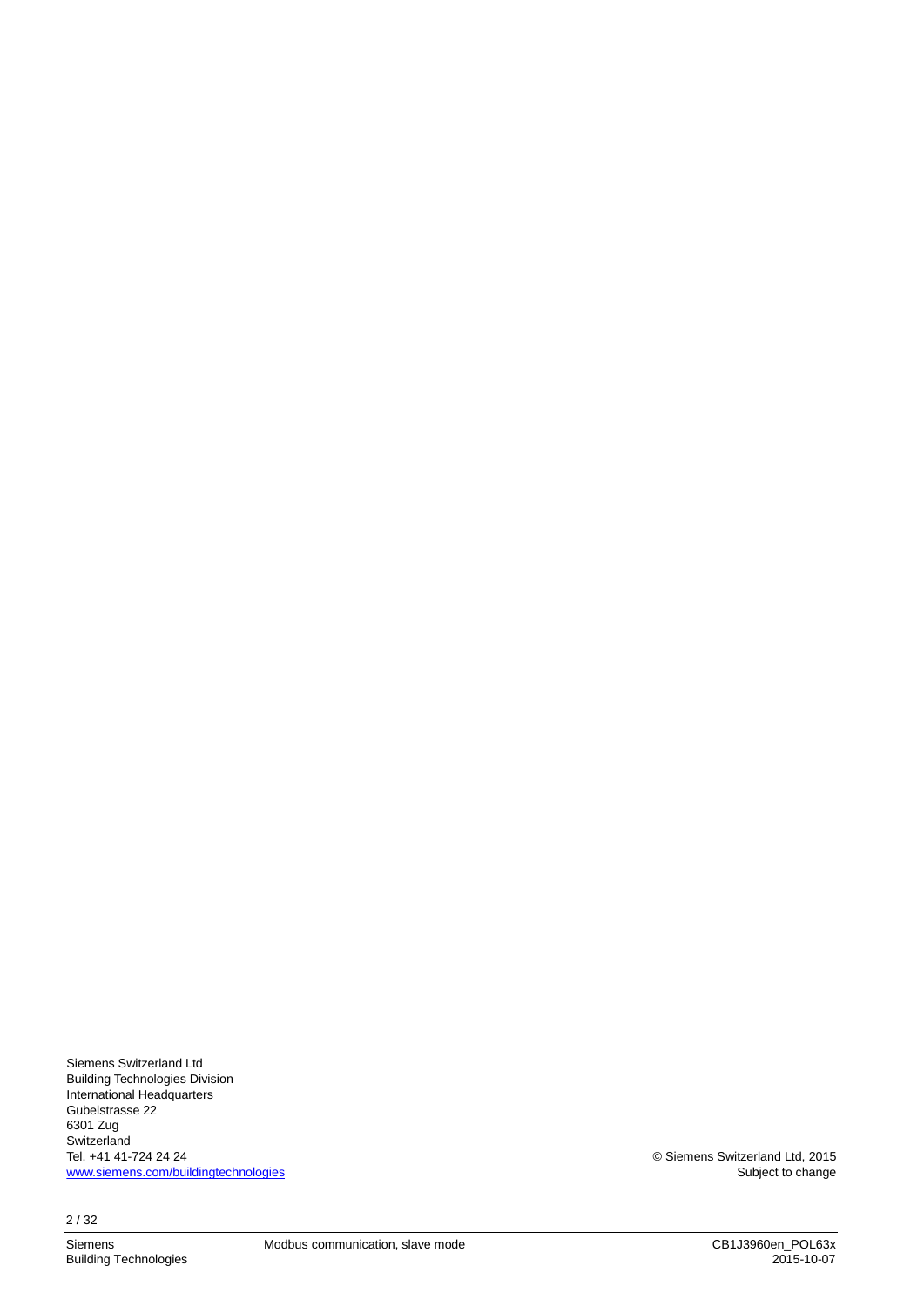Siemens Switzerland Ltd
Building Technologies Division
International Headquarters
Gubelstrasse 22
6301 Zug
Switzerland
Tel. +41 41-724 24 24
www.siemens.com/buildingtechnologies

© Siemens Switzerland Ltd, 2015
Subject to change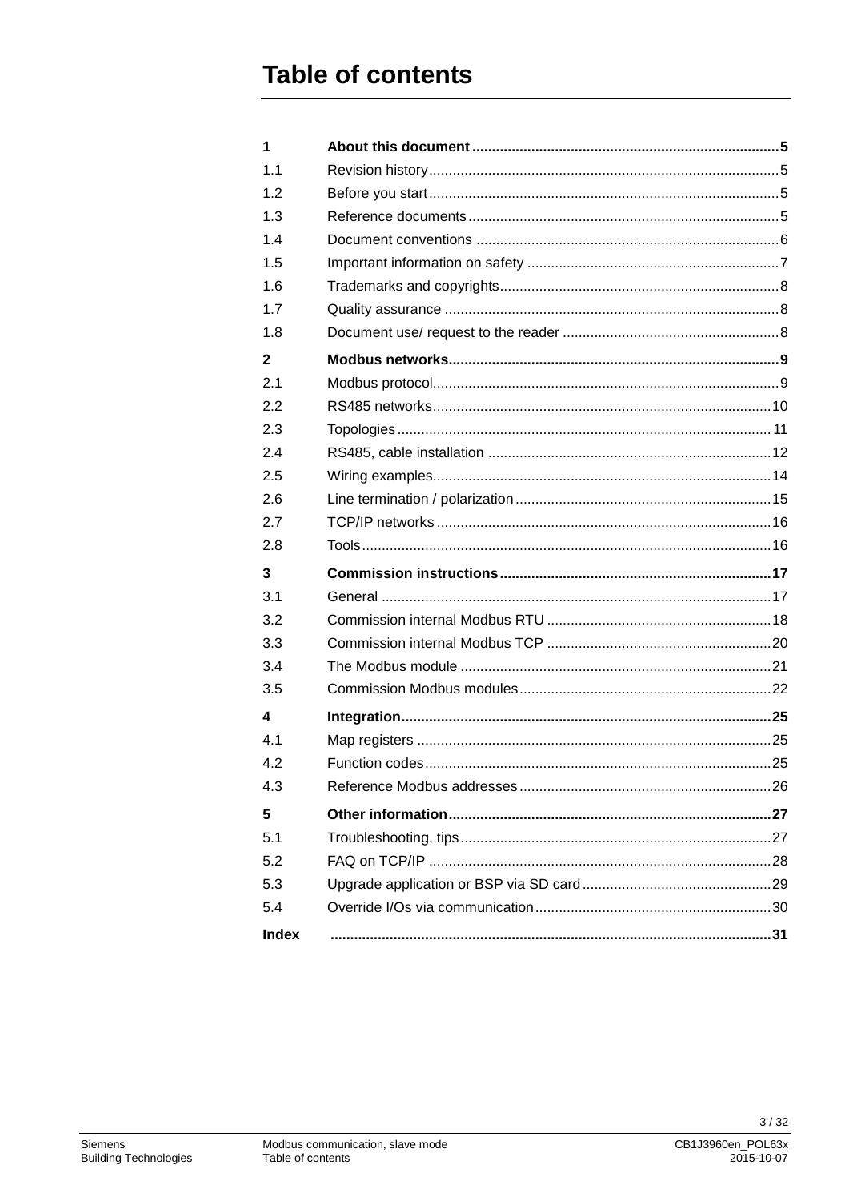# Table of contents

| | | |
|---|---|---|
| **1** | **About this document** | **5** |
| 1.1 | Revision history | 5 |
| 1.2 | Before you start | 5 |
| 1.3 | Reference documents | 5 |
| 1.4 | Document conventions | 6 |
| 1.5 | Important information on safety | 7 |
| 1.6 | Trademarks and copyrights | 8 |
| 1.7 | Quality assurance | 8 |
| 1.8 | Document use/ request to the reader | 8 |
| **2** | **Modbus networks** | **9** |
| 2.1 | Modbus protocol | 9 |
| 2.2 | RS485 networks | 10 |
| 2.3 | Topologies | 11 |
| 2.4 | RS485, cable installation | 12 |
| 2.5 | Wiring examples | 14 |
| 2.6 | Line termination / polarization | 15 |
| 2.7 | TCP/IP networks | 16 |
| 2.8 | Tools | 16 |
| **3** | **Commission instructions** | **17** |
| 3.1 | General | 17 |
| 3.2 | Commission internal Modbus RTU | 18 |
| 3.3 | Commission internal Modbus TCP | 20 |
| 3.4 | The Modbus module | 21 |
| 3.5 | Commission Modbus modules | 22 |
| **4** | **Integration** | **25** |
| 4.1 | Map registers | 25 |
| 4.2 | Function codes | 25 |
| 4.3 | Reference Modbus addresses | 26 |
| **5** | **Other information** | **27** |
| 5.1 | Troubleshooting, tips | 27 |
| 5.2 | FAQ on TCP/IP | 28 |
| 5.3 | Upgrade application or BSP via SD card | 29 |
| 5.4 | Override I/Os via communication | 30 |
| **Index** | | **31** |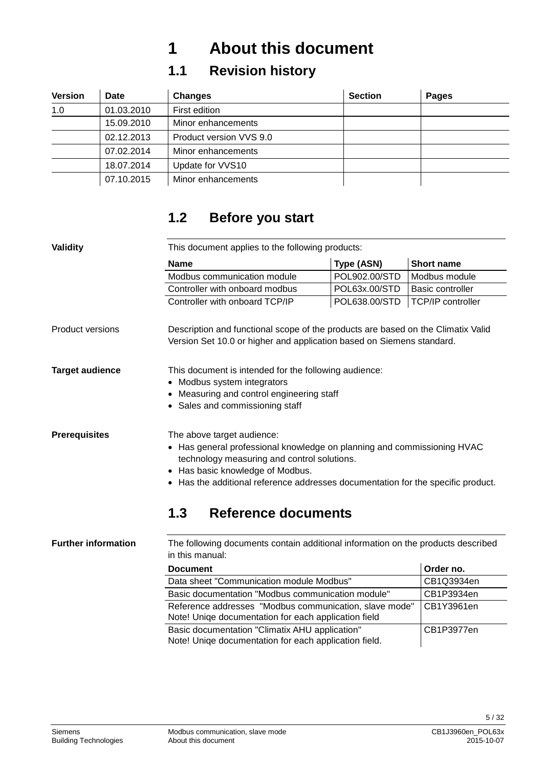# 1 About this document

## 1.1 Revision history

| Version | Date | Changes | Section | Pages |
|---|---|---|---|---|
| 1.0 | 01.03.2010 | First edition | | |
| | 15.09.2010 | Minor enhancements | | |
| | 02.12.2013 | Product version VVS 9.0 | | |
| | 07.02.2014 | Minor enhancements | | |
| | 18.07.2014 | Update for VVS10 | | |
| | 07.10.2015 | Minor enhancements | | |

## 1.2 Before you start

**Validity**

This document applies to the following products:

| Name | Type (ASN) | Short name |
|---|---|---|
| Modbus communication module | POL902.00/STD | Modbus module |
| Controller with onboard modbus | POL63x.00/STD | Basic controller |
| Controller with onboard TCP/IP | POL638.00/STD | TCP/IP controller |

Product versions

Description and functional scope of the products are based on the Climatix Valid Version Set 10.0 or higher and application based on Siemens standard.

**Target audience**

This document is intended for the following audience:

- Modbus system integrators
- Measuring and control engineering staff
- Sales and commissioning staff

**Prerequisites**

The above target audience:

- Has general professional knowledge on planning and commissioning HVAC technology measuring and control solutions.
- Has basic knowledge of Modbus.
- Has the additional reference addresses documentation for the specific product.

## 1.3 Reference documents

**Further information**

The following documents contain additional information on the products described in this manual:

| Document | Order no. |
|---|---|
| Data sheet "Communication module Modbus" | CB1Q3934en |
| Basic documentation "Modbus communication module" | CB1P3934en |
| Reference addresses "Modbus communication, slave mode" Note! Uniqe documentation for each application field | CB1Y3961en |
| Basic documentation "Climatix AHU application" Note! Uniqe documentation for each application field. | CB1P3977en |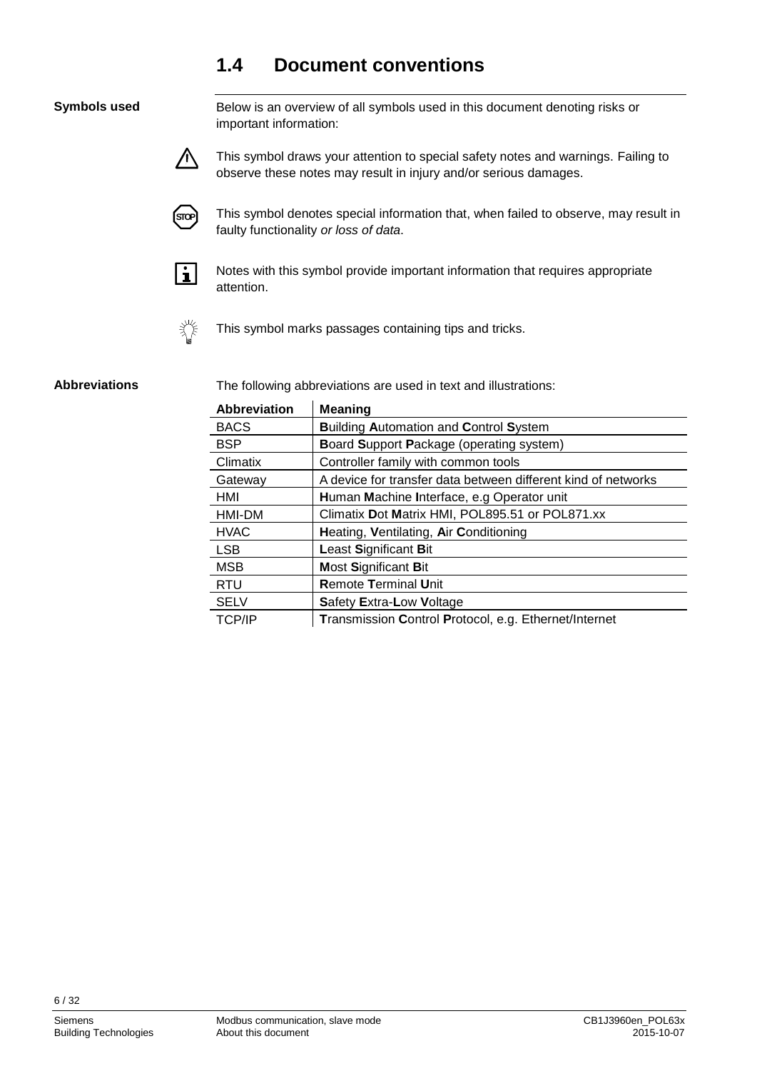## 1.4 Document conventions

**Symbols used**

Below is an overview of all symbols used in this document denoting risks or important information:

⚠ This symbol draws your attention to special safety notes and warnings. Failing to observe these notes may result in injury and/or serious damages.

STOP This symbol denotes special information that, when failed to observe, may result in faulty functionality *or loss of data*.

ℹ Notes with this symbol provide important information that requires appropriate attention.

💡 This symbol marks passages containing tips and tricks.

**Abbreviations**

The following abbreviations are used in text and illustrations:

| Abbreviation | Meaning |
|---|---|
| BACS | **B**uilding **A**utomation and **C**ontrol **S**ystem |
| BSP | **B**oard **S**upport **P**ackage (operating system) |
| Climatix | Controller family with common tools |
| Gateway | A device for transfer data between different kind of networks |
| HMI | **H**uman **M**achine **I**nterface, e.g Operator unit |
| HMI-DM | Climatix **D**ot **M**atrix HMI, POL895.51 or POL871.xx |
| HVAC | **H**eating, **V**entilating, **A**ir **C**onditioning |
| LSB | **L**east **S**ignificant **B**it |
| MSB | **M**ost **S**ignificant **B**it |
| RTU | **R**emote **T**erminal **U**nit |
| SELV | **S**afety **E**xtra-**L**ow **V**oltage |
| TCP/IP | **T**ransmission **C**ontrol **P**rotocol, e.g. Ethernet/Internet |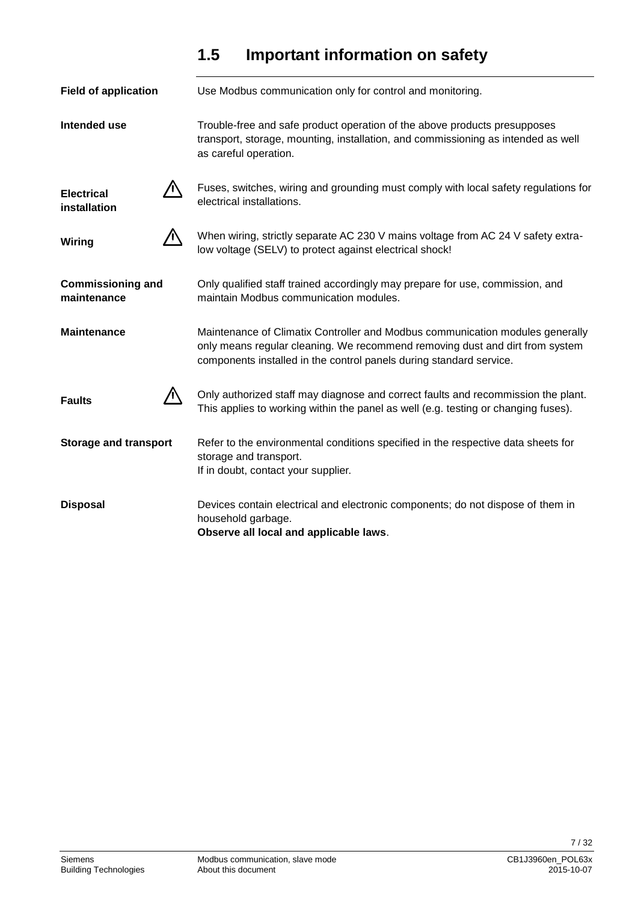## 1.5 Important information on safety

**Field of application**

Use Modbus communication only for control and monitoring.

**Intended use**

Trouble-free and safe product operation of the above products presupposes transport, storage, mounting, installation, and commissioning as intended as well as careful operation.

**Electrical installation** ⚠

Fuses, switches, wiring and grounding must comply with local safety regulations for electrical installations.

**Wiring** ⚠

When wiring, strictly separate AC 230 V mains voltage from AC 24 V safety extra-low voltage (SELV) to protect against electrical shock!

**Commissioning and maintenance**

Only qualified staff trained accordingly may prepare for use, commission, and maintain Modbus communication modules.

**Maintenance**

Maintenance of Climatix Controller and Modbus communication modules generally only means regular cleaning. We recommend removing dust and dirt from system components installed in the control panels during standard service.

**Faults** ⚠

Only authorized staff may diagnose and correct faults and recommission the plant. This applies to working within the panel as well (e.g. testing or changing fuses).

**Storage and transport**

Refer to the environmental conditions specified in the respective data sheets for storage and transport.
If in doubt, contact your supplier.

**Disposal**

Devices contain electrical and electronic components; do not dispose of them in household garbage.
**Observe all local and applicable laws**.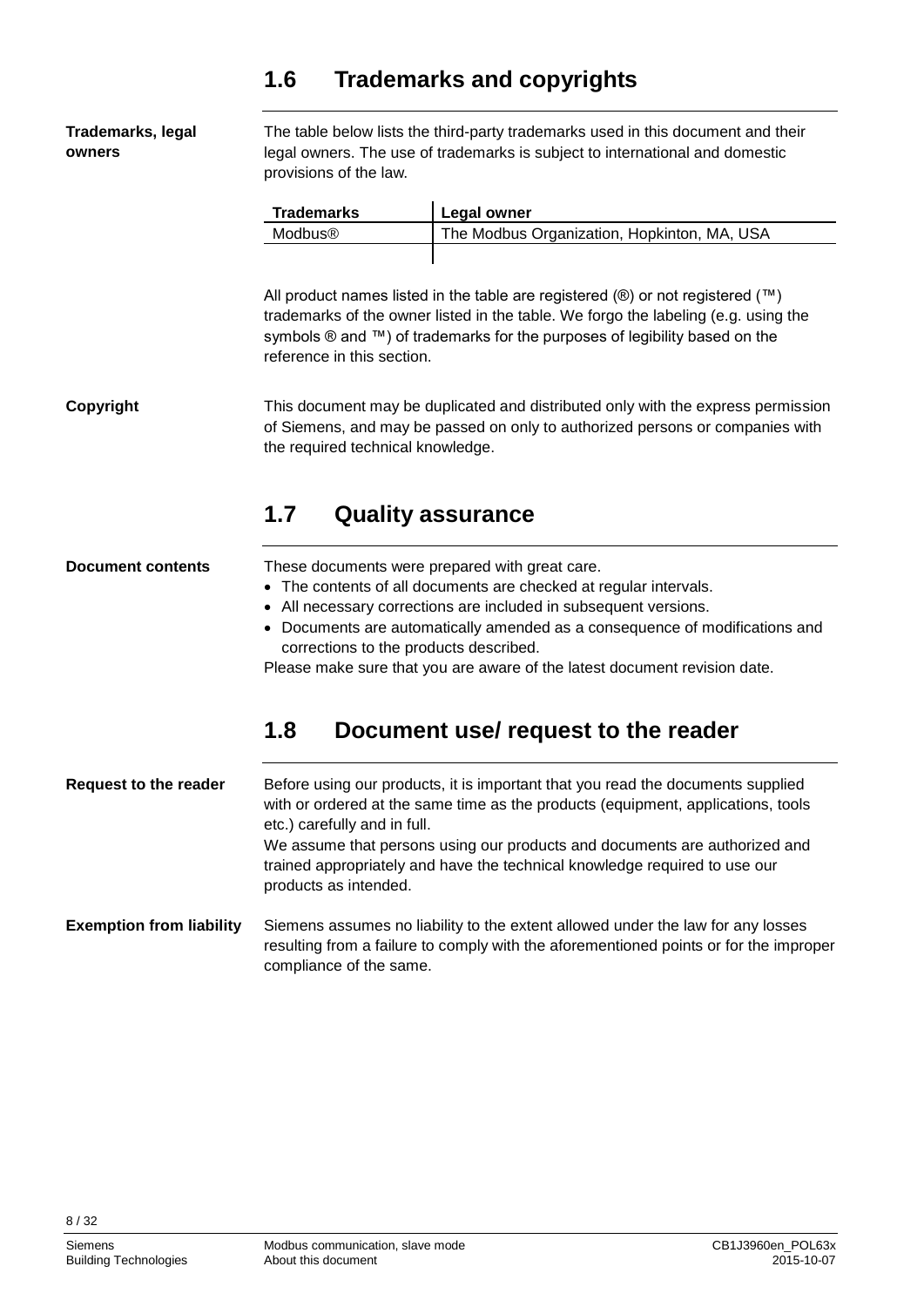## 1.6 Trademarks and copyrights

**Trademarks, legal owners**

The table below lists the third-party trademarks used in this document and their legal owners. The use of trademarks is subject to international and domestic provisions of the law.

| Trademarks | Legal owner |
|---|---|
| Modbus® | The Modbus Organization, Hopkinton, MA, USA |
| | |

All product names listed in the table are registered (®) or not registered (™) trademarks of the owner listed in the table. We forgo the labeling (e.g. using the symbols ® and ™) of trademarks for the purposes of legibility based on the reference in this section.

**Copyright**

This document may be duplicated and distributed only with the express permission of Siemens, and may be passed on only to authorized persons or companies with the required technical knowledge.

## 1.7 Quality assurance

**Document contents**

These documents were prepared with great care.

- The contents of all documents are checked at regular intervals.
- All necessary corrections are included in subsequent versions.
- Documents are automatically amended as a consequence of modifications and corrections to the products described.

Please make sure that you are aware of the latest document revision date.

## 1.8 Document use/ request to the reader

**Request to the reader**

Before using our products, it is important that you read the documents supplied with or ordered at the same time as the products (equipment, applications, tools etc.) carefully and in full.
We assume that persons using our products and documents are authorized and trained appropriately and have the technical knowledge required to use our products as intended.

**Exemption from liability**

Siemens assumes no liability to the extent allowed under the law for any losses resulting from a failure to comply with the aforementioned points or for the improper compliance of the same.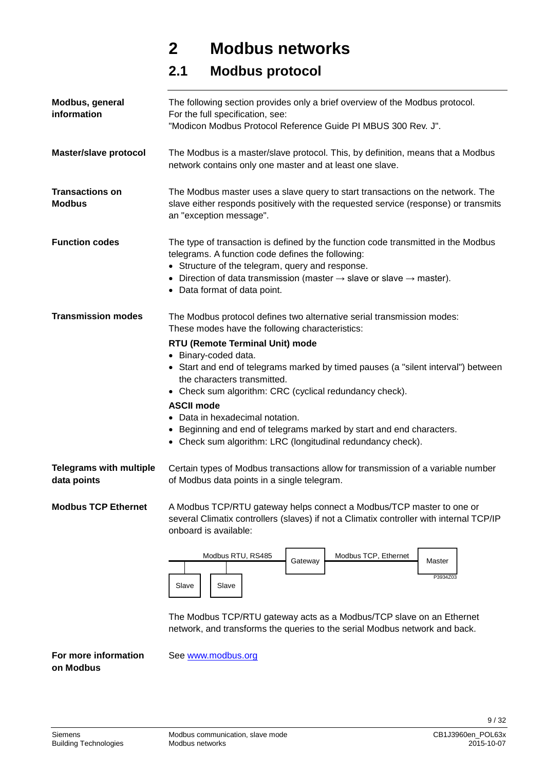# 2 Modbus networks

## 2.1 Modbus protocol

**Modbus, general information**

The following section provides only a brief overview of the Modbus protocol.
For the full specification, see:
"Modicon Modbus Protocol Reference Guide PI MBUS 300 Rev. J".

**Master/slave protocol**

The Modbus is a master/slave protocol. This, by definition, means that a Modbus network contains only one master and at least one slave.

**Transactions on Modbus**

The Modbus master uses a slave query to start transactions on the network. The slave either responds positively with the requested service (response) or transmits an "exception message".

**Function codes**

The type of transaction is defined by the function code transmitted in the Modbus telegrams. A function code defines the following:

- Structure of the telegram, query and response.
- Direction of data transmission (master → slave or slave → master).
- Data format of data point.

**Transmission modes**

The Modbus protocol defines two alternative serial transmission modes:
These modes have the following characteristics:

**RTU (Remote Terminal Unit) mode**

- Binary-coded data.
- Start and end of telegrams marked by timed pauses (a "silent interval") between the characters transmitted.
- Check sum algorithm: CRC (cyclical redundancy check).

**ASCII mode**

- Data in hexadecimal notation.
- Beginning and end of telegrams marked by start and end characters.
- Check sum algorithm: LRC (longitudinal redundancy check).

**Telegrams with multiple data points**

Certain types of Modbus transactions allow for transmission of a variable number of Modbus data points in a single telegram.

**Modbus TCP Ethernet**

A Modbus TCP/RTU gateway helps connect a Modbus/TCP master to one or several Climatix controllers (slaves) if not a Climatix controller with internal TCP/IP onboard is available:

Modbus RTU, RS485 — Gateway — Modbus TCP, Ethernet — Master

Slave — Slave

P3934Z03

The Modbus TCP/RTU gateway acts as a Modbus/TCP slave on an Ethernet network, and transforms the queries to the serial Modbus network and back.

**For more information on Modbus**

See www.modbus.org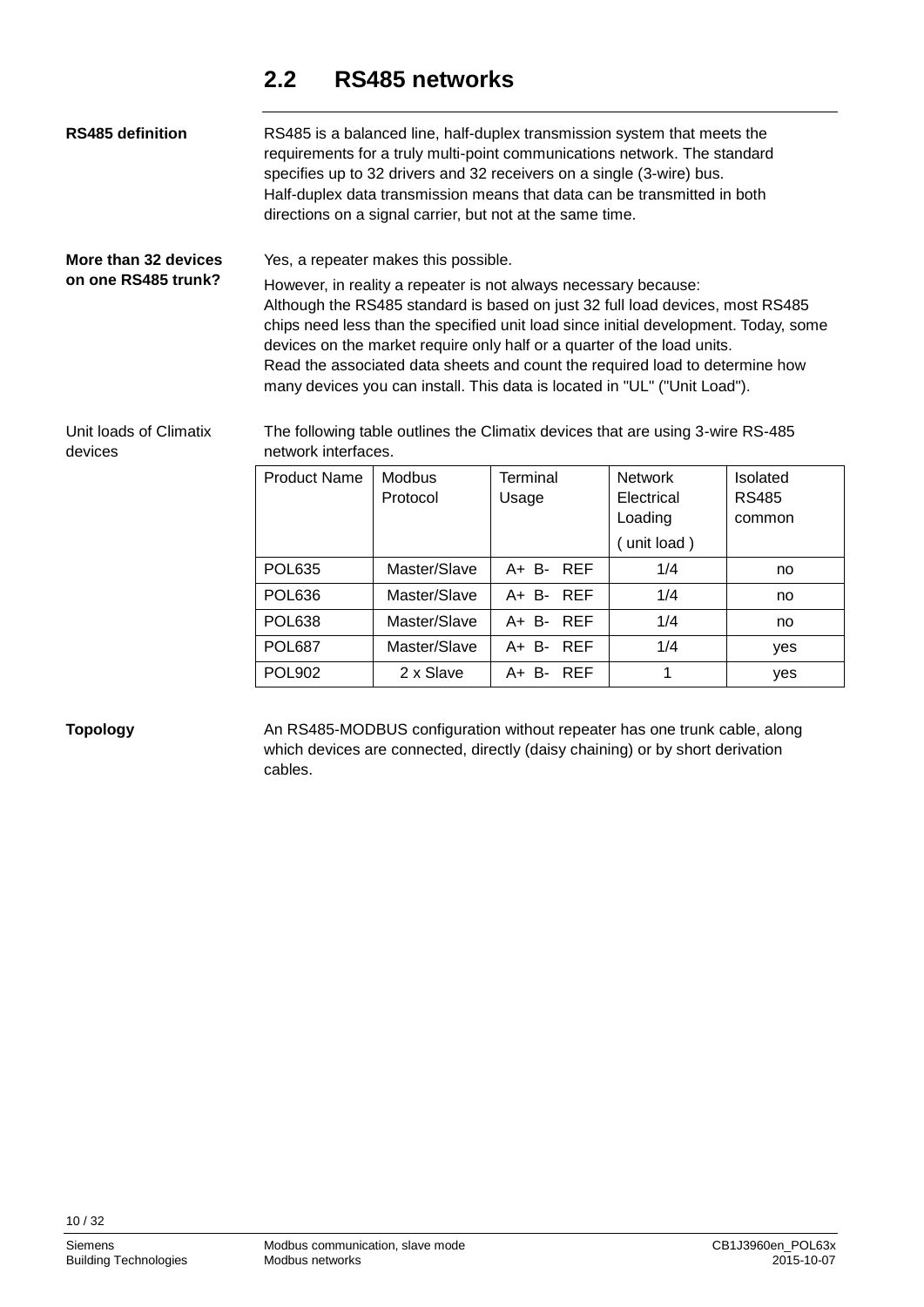## 2.2 RS485 networks

**RS485 definition**

RS485 is a balanced line, half-duplex transmission system that meets the requirements for a truly multi-point communications network. The standard specifies up to 32 drivers and 32 receivers on a single (3-wire) bus.
Half-duplex data transmission means that data can be transmitted in both directions on a signal carrier, but not at the same time.

**More than 32 devices on one RS485 trunk?**

Yes, a repeater makes this possible.

However, in reality a repeater is not always necessary because:
Although the RS485 standard is based on just 32 full load devices, most RS485 chips need less than the specified unit load since initial development. Today, some devices on the market require only half or a quarter of the load units.
Read the associated data sheets and count the required load to determine how many devices you can install. This data is located in "UL" ("Unit Load").

Unit loads of Climatix devices

The following table outlines the Climatix devices that are using 3-wire RS-485 network interfaces.

| Product Name | Modbus Protocol | Terminal Usage | Network Electrical Loading ( unit load ) | Isolated RS485 common |
|---|---|---|---|---|
| POL635 | Master/Slave | A+ B- REF | 1/4 | no |
| POL636 | Master/Slave | A+ B- REF | 1/4 | no |
| POL638 | Master/Slave | A+ B- REF | 1/4 | no |
| POL687 | Master/Slave | A+ B- REF | 1/4 | yes |
| POL902 | 2 x Slave | A+ B- REF | 1 | yes |

**Topology**

An RS485-MODBUS configuration without repeater has one trunk cable, along which devices are connected, directly (daisy chaining) or by short derivation cables.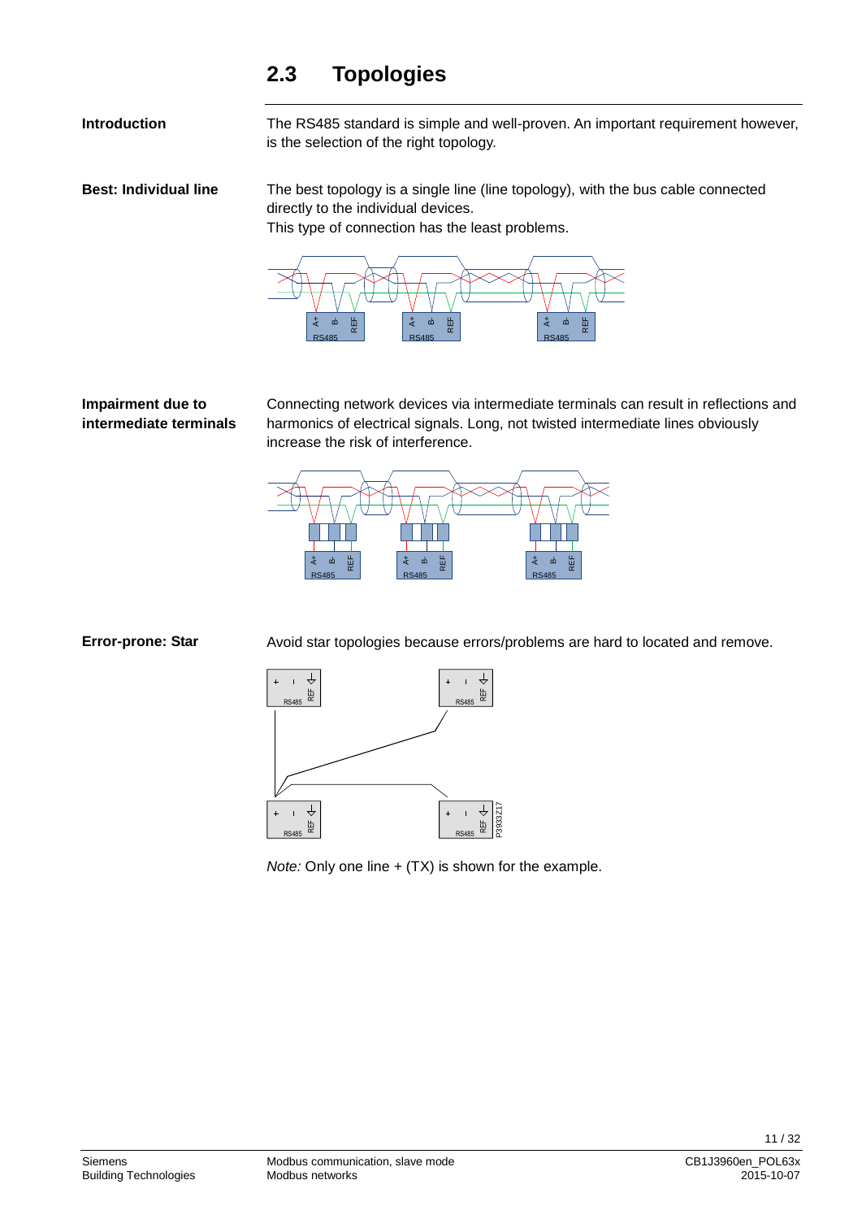## 2.3 Topologies

**Introduction**

The RS485 standard is simple and well-proven. An important requirement however, is the selection of the right topology.

**Best: Individual line**

The best topology is a single line (line topology), with the bus cable connected directly to the individual devices.
This type of connection has the least problems.

**Impairment due to intermediate terminals**

Connecting network devices via intermediate terminals can result in reflections and harmonics of electrical signals. Long, not twisted intermediate lines obviously increase the risk of interference.

**Error-prone: Star**

Avoid star topologies because errors/problems are hard to located and remove.

*Note:* Only one line + (TX) is shown for the example.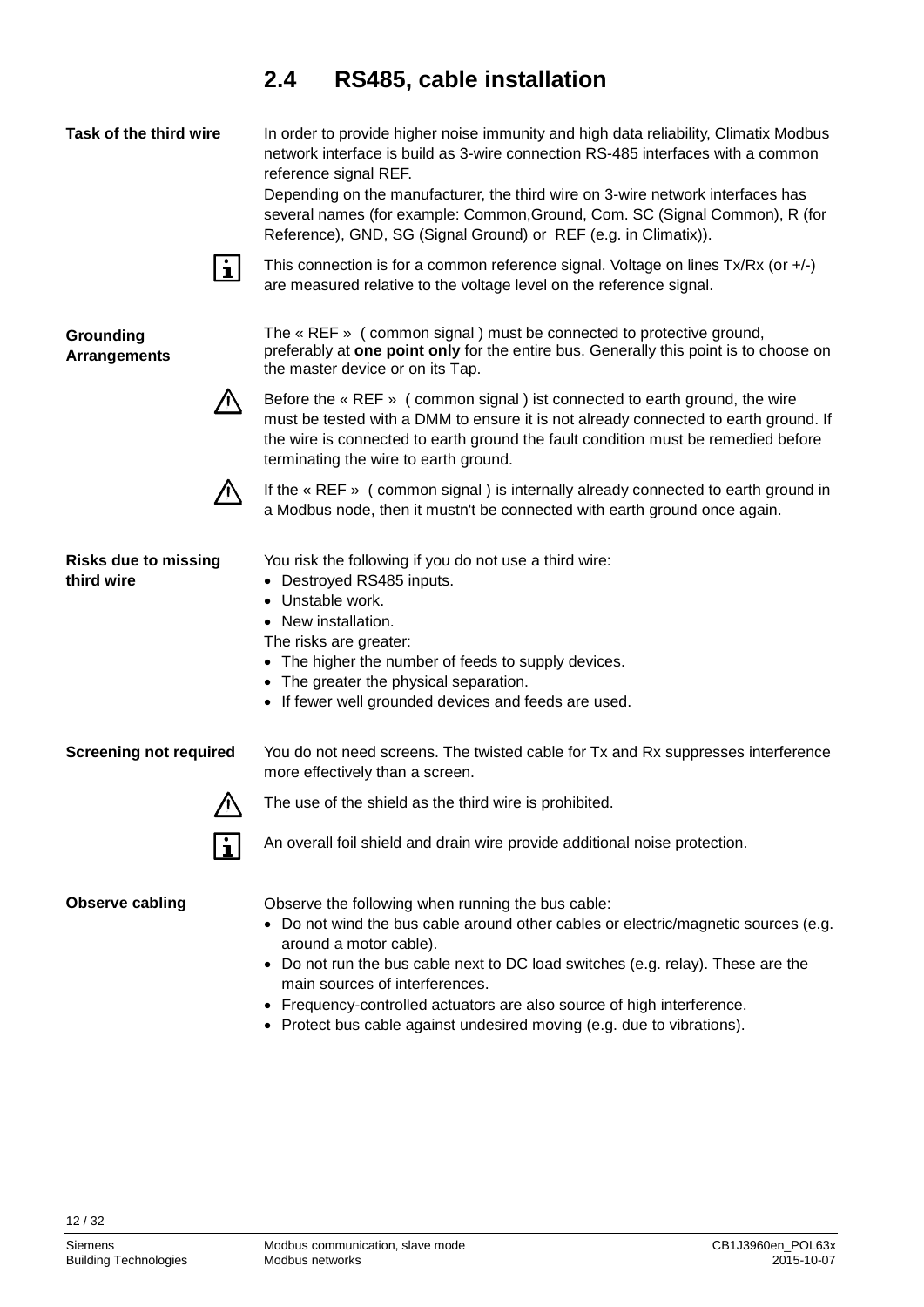## 2.4 RS485, cable installation

**Task of the third wire**

In order to provide higher noise immunity and high data reliability, Climatix Modbus network interface is build as 3-wire connection RS-485 interfaces with a common reference signal REF.
Depending on the manufacturer, the third wire on 3-wire network interfaces has several names (for example: Common,Ground, Com. SC (Signal Common), R (for Reference), GND, SG (Signal Ground) or REF (e.g. in Climatix)).

This connection is for a common reference signal. Voltage on lines Tx/Rx (or +/-) are measured relative to the voltage level on the reference signal.

**Grounding Arrangements**

The « REF » ( common signal ) must be connected to protective ground, preferably at **one point only** for the entire bus. Generally this point is to choose on the master device or on its Tap.

Before the « REF » ( common signal ) ist connected to earth ground, the wire must be tested with a DMM to ensure it is not already connected to earth ground. If the wire is connected to earth ground the fault condition must be remedied before terminating the wire to earth ground.

If the « REF » ( common signal ) is internally already connected to earth ground in a Modbus node, then it mustn't be connected with earth ground once again.

**Risks due to missing third wire**

You risk the following if you do not use a third wire:

- Destroyed RS485 inputs.
- Unstable work.
- New installation.

The risks are greater:

- The higher the number of feeds to supply devices.
- The greater the physical separation.
- If fewer well grounded devices and feeds are used.

**Screening not required**

You do not need screens. The twisted cable for Tx and Rx suppresses interference more effectively than a screen.

The use of the shield as the third wire is prohibited.

An overall foil shield and drain wire provide additional noise protection.

**Observe cabling**

Observe the following when running the bus cable:

- Do not wind the bus cable around other cables or electric/magnetic sources (e.g. around a motor cable).
- Do not run the bus cable next to DC load switches (e.g. relay). These are the main sources of interferences.
- Frequency-controlled actuators are also source of high interference.
- Protect bus cable against undesired moving (e.g. due to vibrations).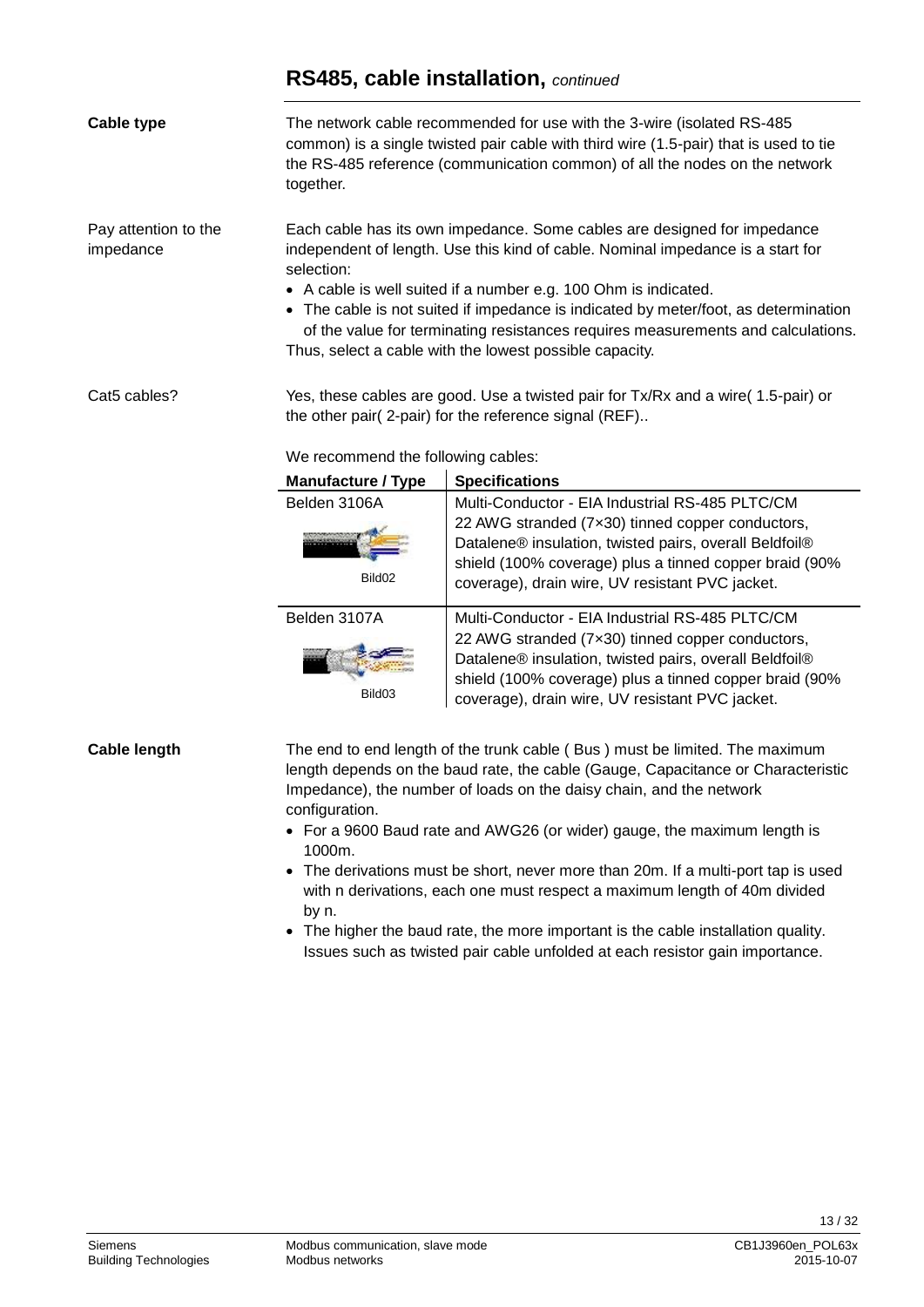## RS485, cable installation, *continued*

**Cable type**

The network cable recommended for use with the 3-wire (isolated RS-485 common) is a single twisted pair cable with third wire (1.5-pair) that is used to tie the RS-485 reference (communication common) of all the nodes on the network together.

Pay attention to the impedance

Each cable has its own impedance. Some cables are designed for impedance independent of length. Use this kind of cable. Nominal impedance is a start for selection:

- A cable is well suited if a number e.g. 100 Ohm is indicated.
- The cable is not suited if impedance is indicated by meter/foot, as determination of the value for terminating resistances requires measurements and calculations.

Thus, select a cable with the lowest possible capacity.

Cat5 cables?

Yes, these cables are good. Use a twisted pair for Tx/Rx and a wire( 1.5-pair) or the other pair( 2-pair) for the reference signal (REF)..

We recommend the following cables:

| Manufacture / Type | Specifications |
|---|---|
| Belden 3106A<br>Bild02 | Multi-Conductor - EIA Industrial RS-485 PLTC/CM 22 AWG stranded (7×30) tinned copper conductors, Datalene® insulation, twisted pairs, overall Beldfoil® shield (100% coverage) plus a tinned copper braid (90% coverage), drain wire, UV resistant PVC jacket. |
| Belden 3107A<br>Bild03 | Multi-Conductor - EIA Industrial RS-485 PLTC/CM 22 AWG stranded (7×30) tinned copper conductors, Datalene® insulation, twisted pairs, overall Beldfoil® shield (100% coverage) plus a tinned copper braid (90% coverage), drain wire, UV resistant PVC jacket. |

**Cable length**

The end to end length of the trunk cable ( Bus ) must be limited. The maximum length depends on the baud rate, the cable (Gauge, Capacitance or Characteristic Impedance), the number of loads on the daisy chain, and the network configuration.

- For a 9600 Baud rate and AWG26 (or wider) gauge, the maximum length is 1000m.
- The derivations must be short, never more than 20m. If a multi-port tap is used with n derivations, each one must respect a maximum length of 40m divided by n.
- The higher the baud rate, the more important is the cable installation quality. Issues such as twisted pair cable unfolded at each resistor gain importance.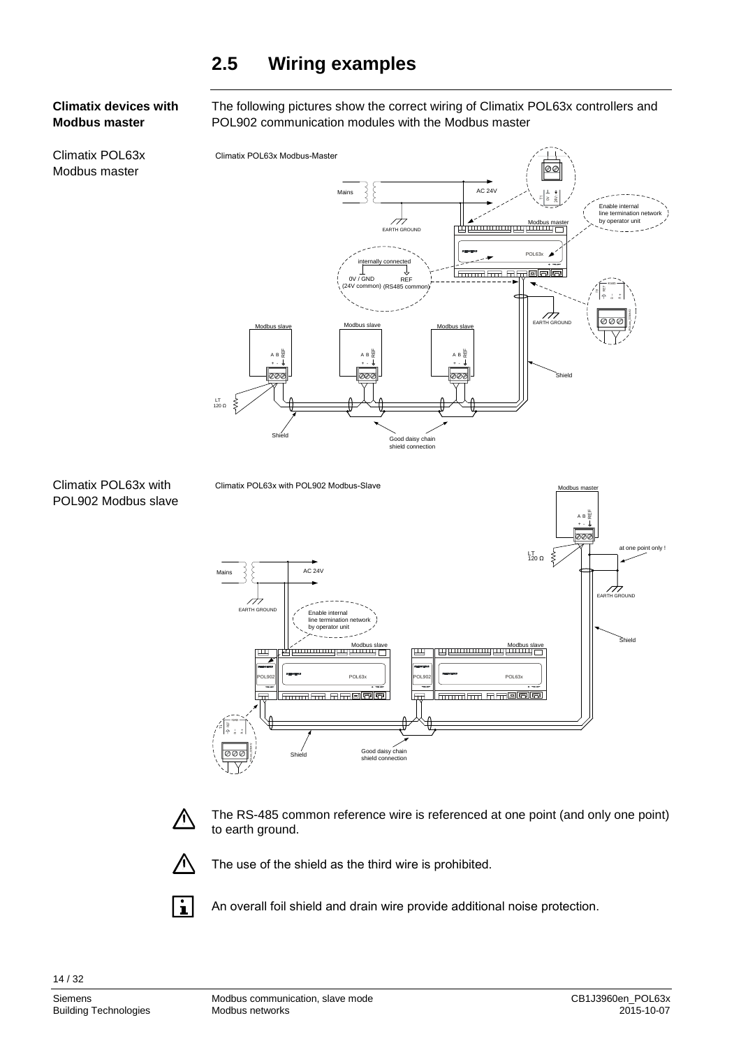## 2.5 Wiring examples

**Climatix devices with Modbus master**

The following pictures show the correct wiring of Climatix POL63x controllers and POL902 communication modules with the Modbus master

Climatix POL63x Modbus master

Climatix POL63x Modbus-Master

Mains | AC 24V | EARTH GROUND | Modbus master | Enable internal line termination network by operator unit | POL63x | internally connected | 0V / GND (24V common) | REF (RS485 common) | EARTH GROUND | Modbus slave | Modbus slave | Modbus slave | A B REF + - | Shield | LT 120 Ω | Shield | Good daisy chain shield connection

Climatix POL63x with POL902 Modbus slave

Climatix POL63x with POL902 Modbus-Slave

Modbus master | A B REF + - | LT 120 Ω | at one point only ! | Mains | AC 24V | EARTH GROUND | EARTH GROUND | Enable internal line termination network by operator unit | Shield | Modbus slave | Modbus slave | POL902 | POL63x | POL902 | POL63x | Shield | Good daisy chain shield connection

⚠ The RS-485 common reference wire is referenced at one point (and only one point) to earth ground.

⚠ The use of the shield as the third wire is prohibited.

ℹ An overall foil shield and drain wire provide additional noise protection.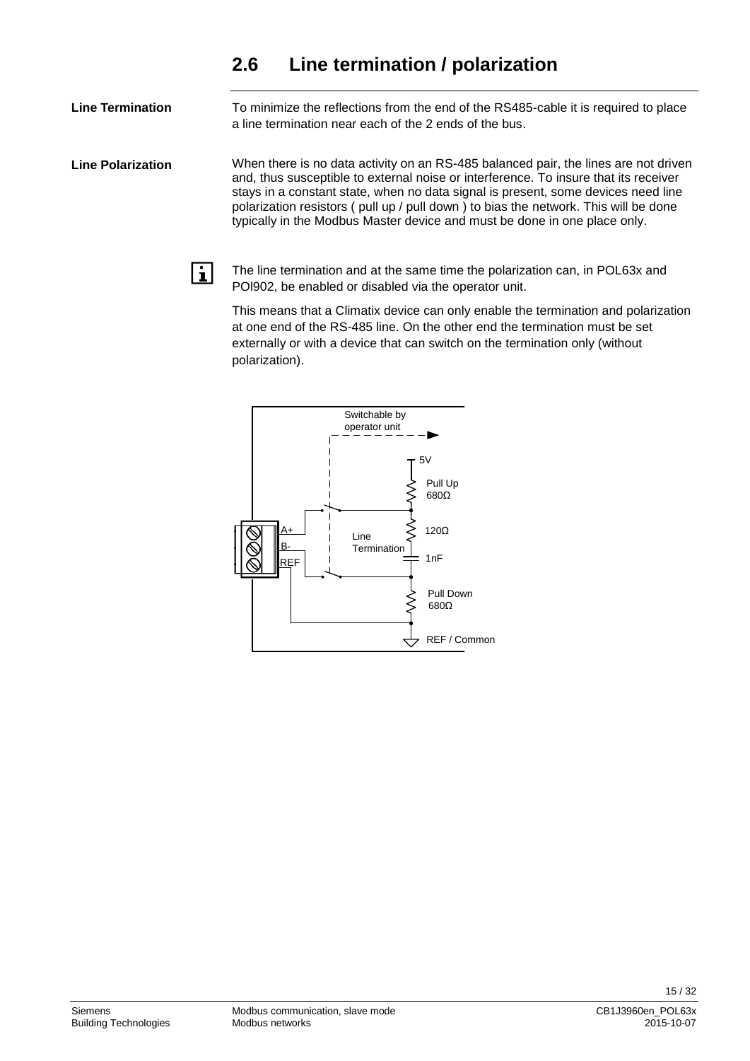## 2.6 Line termination / polarization

**Line Termination**

To minimize the reflections from the end of the RS485-cable it is required to place a line termination near each of the 2 ends of the bus.

**Line Polarization**

When there is no data activity on an RS-485 balanced pair, the lines are not driven and, thus susceptible to external noise or interference. To insure that its receiver stays in a constant state, when no data signal is present, some devices need line polarization resistors ( pull up / pull down ) to bias the network. This will be done typically in the Modbus Master device and must be done in one place only.

The line termination and at the same time the polarization can, in POL63x and POI902, be enabled or disabled via the operator unit.

This means that a Climatix device can only enable the termination and polarization at one end of the RS-485 line. On the other end the termination must be set externally or with a device that can switch on the termination only (without polarization).

Switchable by operator unit

5V

Pull Up 680Ω

A+

B-

REF

Line Termination

120Ω

1nF

Pull Down 680Ω

REF / Common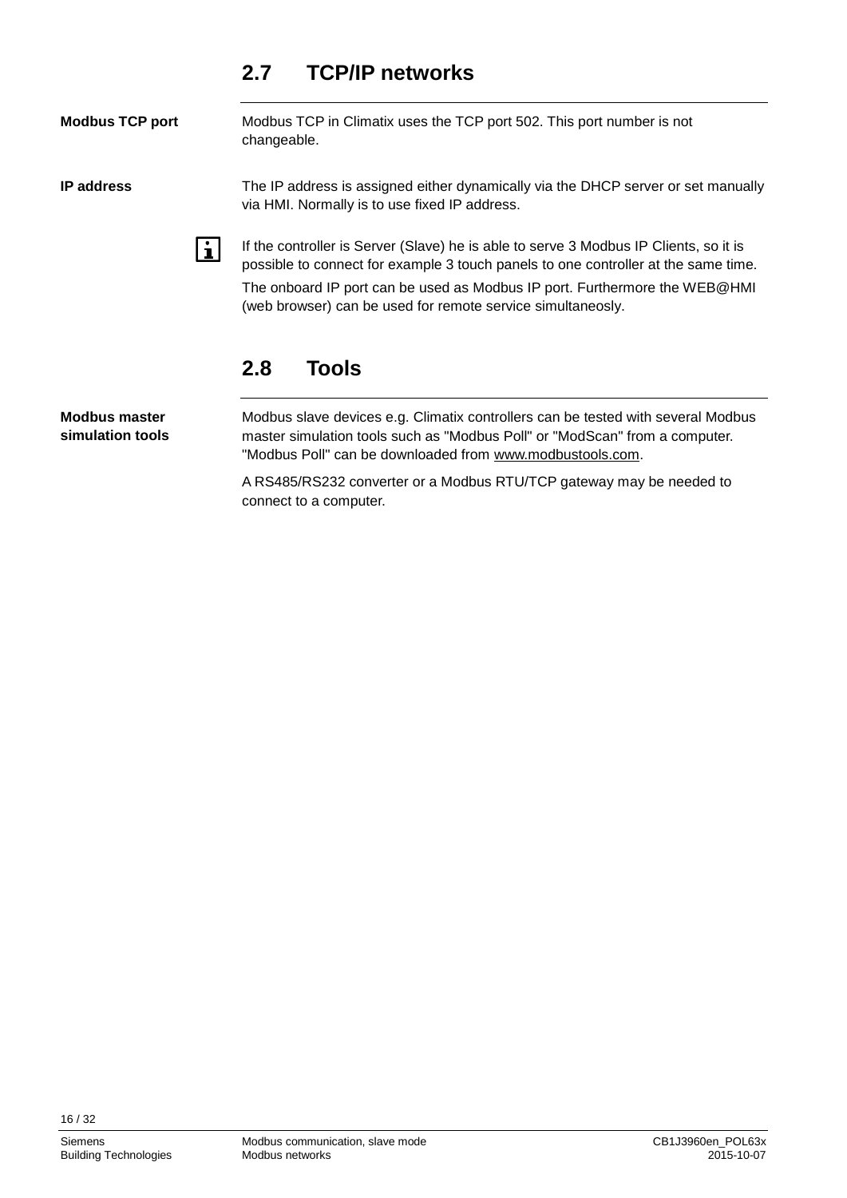## 2.7 TCP/IP networks

**Modbus TCP port**

Modbus TCP in Climatix uses the TCP port 502. This port number is not changeable.

**IP address**

The IP address is assigned either dynamically via the DHCP server or set manually via HMI. Normally is to use fixed IP address.

If the controller is Server (Slave) he is able to serve 3 Modbus IP Clients, so it is possible to connect for example 3 touch panels to one controller at the same time.

The onboard IP port can be used as Modbus IP port. Furthermore the WEB@HMI (web browser) can be used for remote service simultaneosly.

## 2.8 Tools

**Modbus master simulation tools**

Modbus slave devices e.g. Climatix controllers can be tested with several Modbus master simulation tools such as "Modbus Poll" or "ModScan" from a computer. "Modbus Poll" can be downloaded from www.modbustools.com.

A RS485/RS232 converter or a Modbus RTU/TCP gateway may be needed to connect to a computer.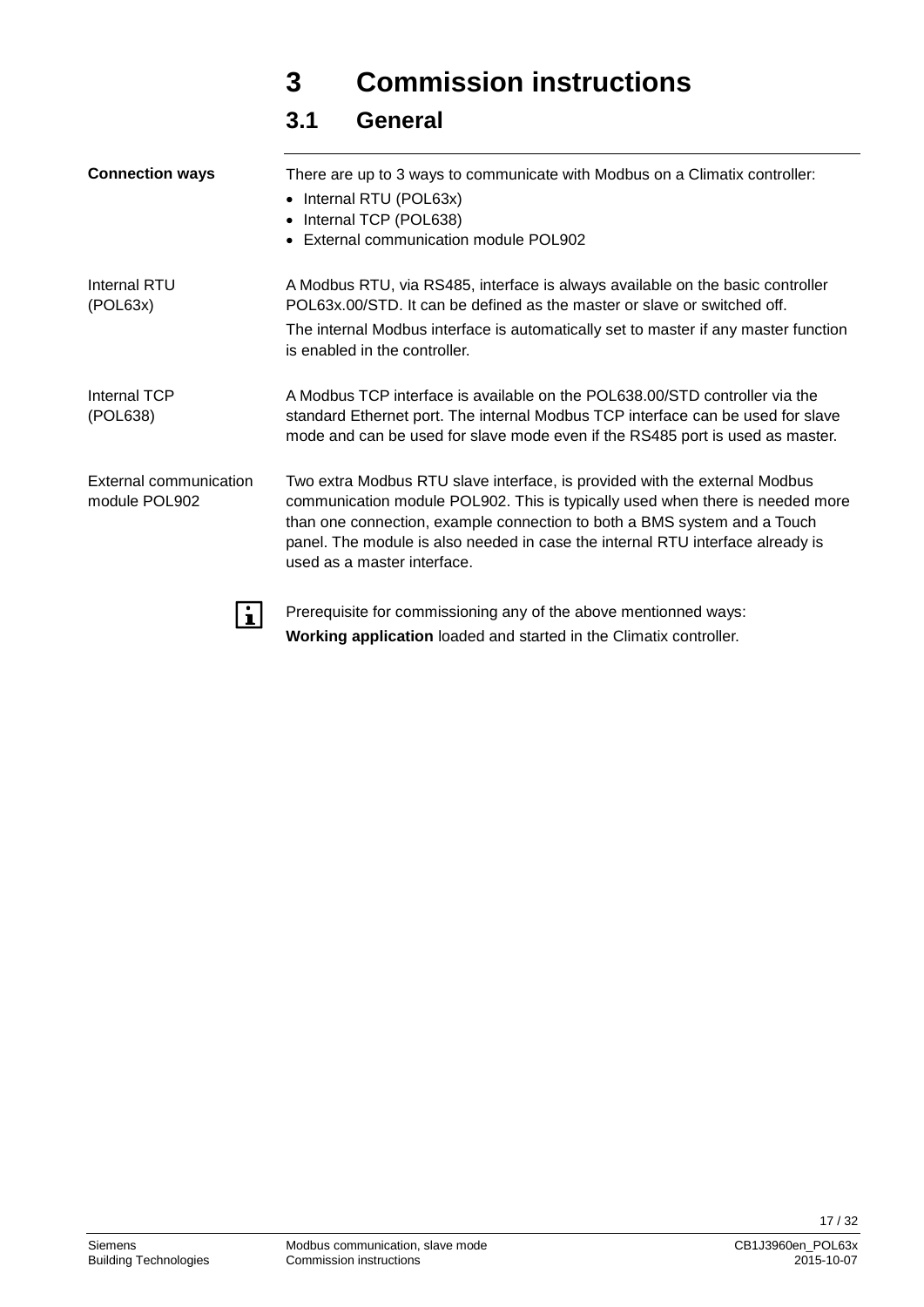# 3 Commission instructions

## 3.1 General

**Connection ways**

There are up to 3 ways to communicate with Modbus on a Climatix controller:

- Internal RTU (POL63x)
- Internal TCP (POL638)
- External communication module POL902

Internal RTU (POL63x)

A Modbus RTU, via RS485, interface is always available on the basic controller POL63x.00/STD. It can be defined as the master or slave or switched off.

The internal Modbus interface is automatically set to master if any master function is enabled in the controller.

Internal TCP (POL638)

A Modbus TCP interface is available on the POL638.00/STD controller via the standard Ethernet port. The internal Modbus TCP interface can be used for slave mode and can be used for slave mode even if the RS485 port is used as master.

External communication module POL902

Two extra Modbus RTU slave interface, is provided with the external Modbus communication module POL902. This is typically used when there is needed more than one connection, example connection to both a BMS system and a Touch panel. The module is also needed in case the internal RTU interface already is used as a master interface.

Prerequisite for commissioning any of the above mentionned ways:
**Working application** loaded and started in the Climatix controller.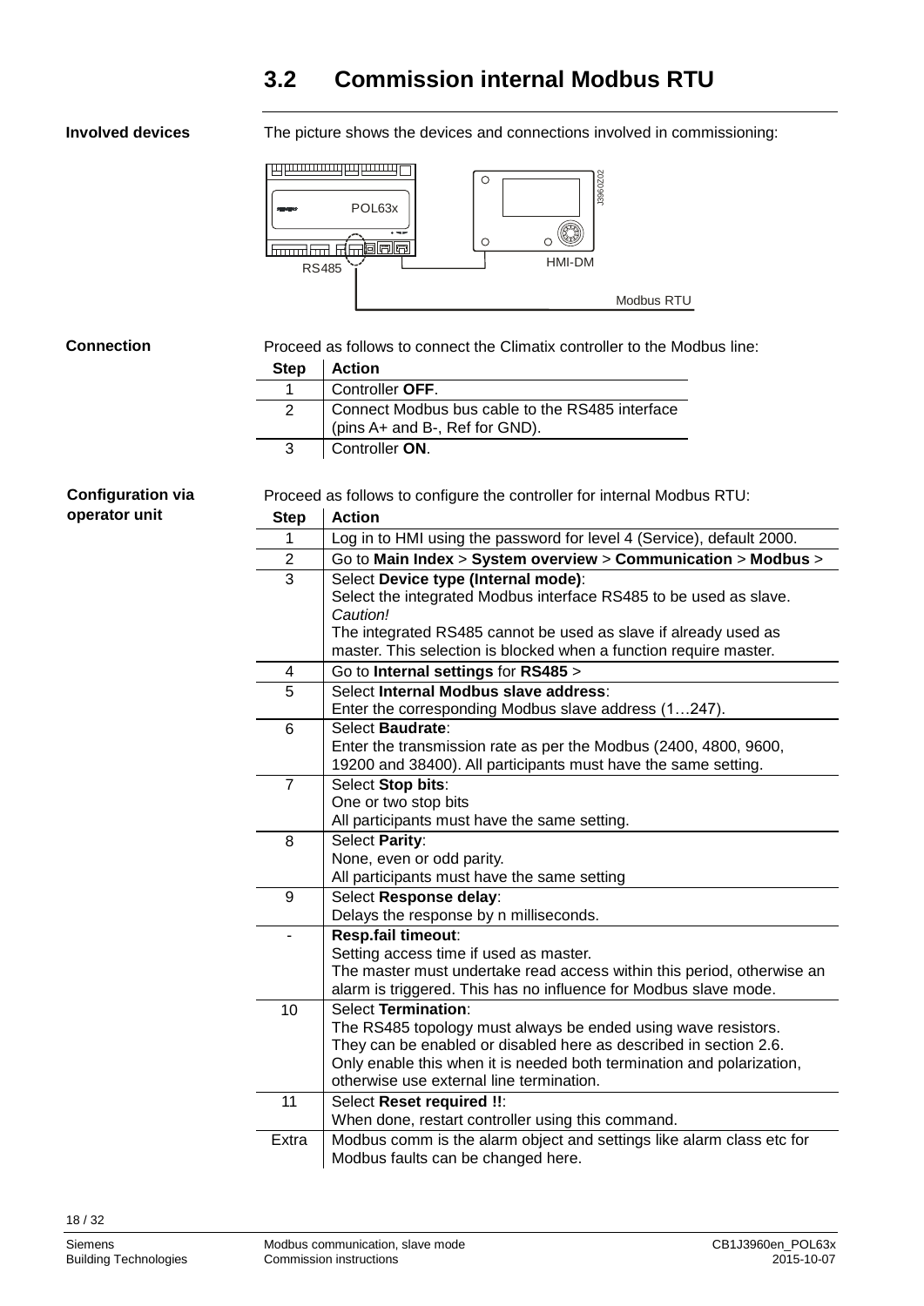## 3.2 Commission internal Modbus RTU

**Involved devices**

The picture shows the devices and connections involved in commissioning:

POL63x

RS485

HMI-DM

Modbus RTU

J3960Z02

**Connection**

Proceed as follows to connect the Climatix controller to the Modbus line:

| Step | Action |
|---|---|
| 1 | Controller **OFF**. |
| 2 | Connect Modbus bus cable to the RS485 interface (pins A+ and B-, Ref for GND). |
| 3 | Controller **ON**. |

**Configuration via operator unit**

Proceed as follows to configure the controller for internal Modbus RTU:

| Step | Action |
|---|---|
| 1 | Log in to HMI using the password for level 4 (Service), default 2000. |
| 2 | Go to **Main Index** > **System overview** > **Communication** > **Modbus** > |
| 3 | Select **Device type (Internal mode)**:<br>Select the integrated Modbus interface RS485 to be used as slave.<br>*Caution!*<br>The integrated RS485 cannot be used as slave if already used as master. This selection is blocked when a function require master. |
| 4 | Go to **Internal settings** for **RS485** > |
| 5 | Select **Internal Modbus slave address**:<br>Enter the corresponding Modbus slave address (1…247). |
| 6 | Select **Baudrate**:<br>Enter the transmission rate as per the Modbus (2400, 4800, 9600, 19200 and 38400). All participants must have the same setting. |
| 7 | Select **Stop bits**:<br>One or two stop bits<br>All participants must have the same setting. |
| 8 | Select **Parity**:<br>None, even or odd parity.<br>All participants must have the same setting |
| 9 | Select **Response delay**:<br>Delays the response by n milliseconds. |
| - | **Resp.fail timeout**:<br>Setting access time if used as master.<br>The master must undertake read access within this period, otherwise an alarm is triggered. This has no influence for Modbus slave mode. |
| 10 | Select **Termination**:<br>The RS485 topology must always be ended using wave resistors. They can be enabled or disabled here as described in section 2.6.<br>Only enable this when it is needed both termination and polarization, otherwise use external line termination. |
| 11 | Select **Reset required !!**:<br>When done, restart controller using this command. |
| Extra | Modbus comm is the alarm object and settings like alarm class etc for Modbus faults can be changed here. |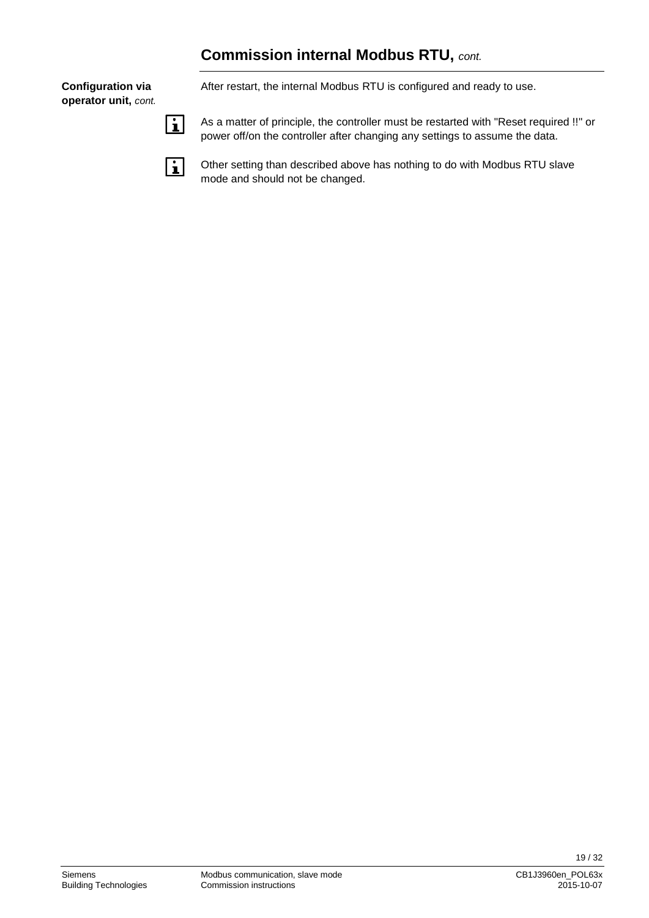## Commission internal Modbus RTU, *cont.*

**Configuration via operator unit,** *cont.*

After restart, the internal Modbus RTU is configured and ready to use.

As a matter of principle, the controller must be restarted with "Reset required !!" or power off/on the controller after changing any settings to assume the data.

Other setting than described above has nothing to do with Modbus RTU slave mode and should not be changed.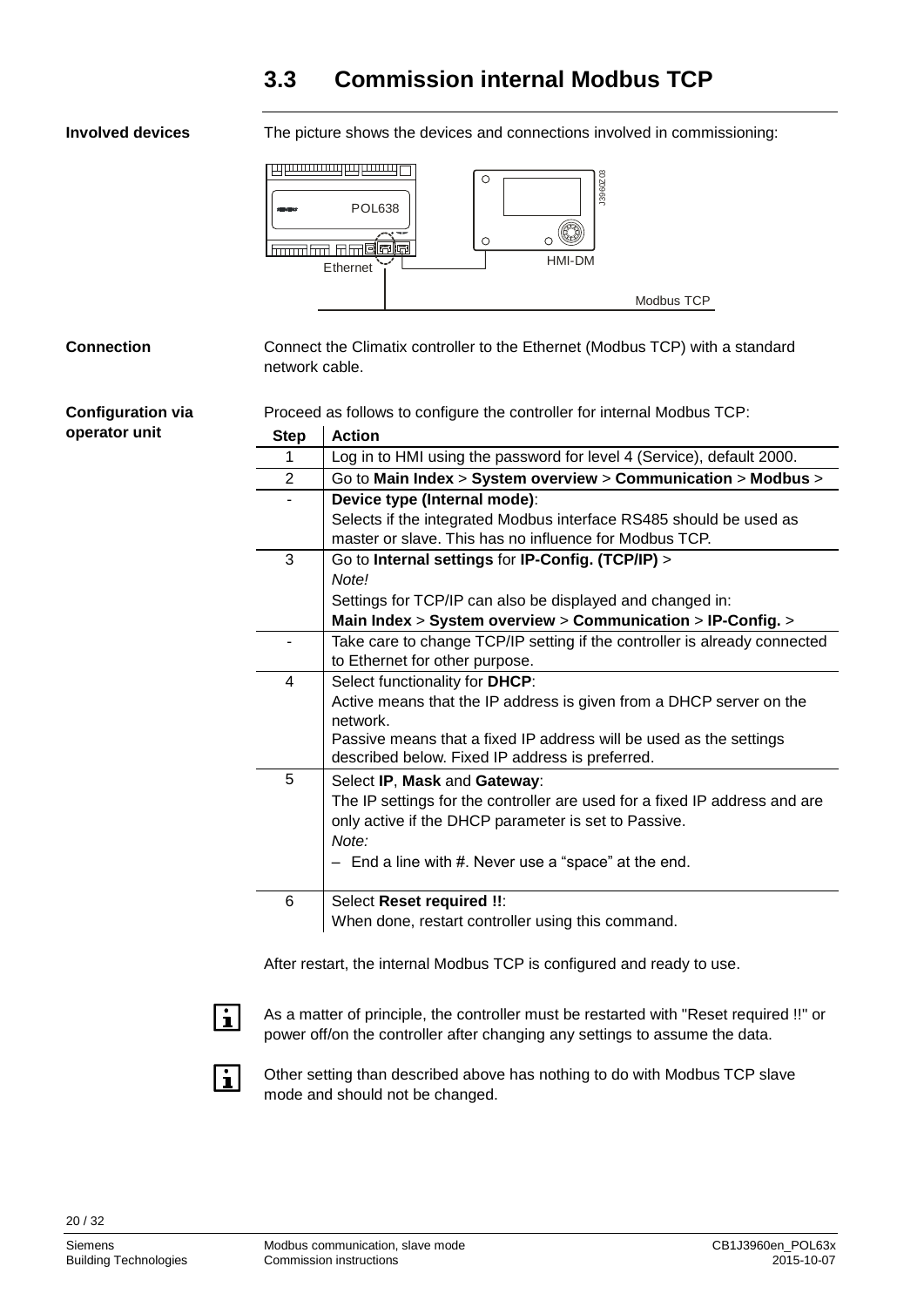## 3.3 Commission internal Modbus TCP

**Involved devices**

The picture shows the devices and connections involved in commissioning:

POL638

Ethernet

HMI-DM

Modbus TCP

J3960Z03

**Connection**

Connect the Climatix controller to the Ethernet (Modbus TCP) with a standard network cable.

**Configuration via operator unit**

Proceed as follows to configure the controller for internal Modbus TCP:

| Step | Action |
|---|---|
| 1 | Log in to HMI using the password for level 4 (Service), default 2000. |
| 2 | Go to **Main Index** > **System overview** > **Communication** > **Modbus** > |
| - | **Device type (Internal mode)**:<br>Selects if the integrated Modbus interface RS485 should be used as master or slave. This has no influence for Modbus TCP. |
| 3 | Go to **Internal settings** for **IP-Config. (TCP/IP)** ><br>*Note!*<br>Settings for TCP/IP can also be displayed and changed in:<br>**Main Index** > **System overview** > **Communication** > **IP-Config.** > |
| - | Take care to change TCP/IP setting if the controller is already connected to Ethernet for other purpose. |
| 4 | Select functionality for **DHCP**:<br>Active means that the IP address is given from a DHCP server on the network.<br>Passive means that a fixed IP address will be used as the settings described below. Fixed IP address is preferred. |
| 5 | Select **IP**, **Mask** and **Gateway**:<br>The IP settings for the controller are used for a fixed IP address and are only active if the DHCP parameter is set to Passive.<br>*Note:*<br>– End a line with #. Never use a "space" at the end. |
| 6 | Select **Reset required !!**:<br>When done, restart controller using this command. |

After restart, the internal Modbus TCP is configured and ready to use.

As a matter of principle, the controller must be restarted with "Reset required !!" or power off/on the controller after changing any settings to assume the data.

Other setting than described above has nothing to do with Modbus TCP slave mode and should not be changed.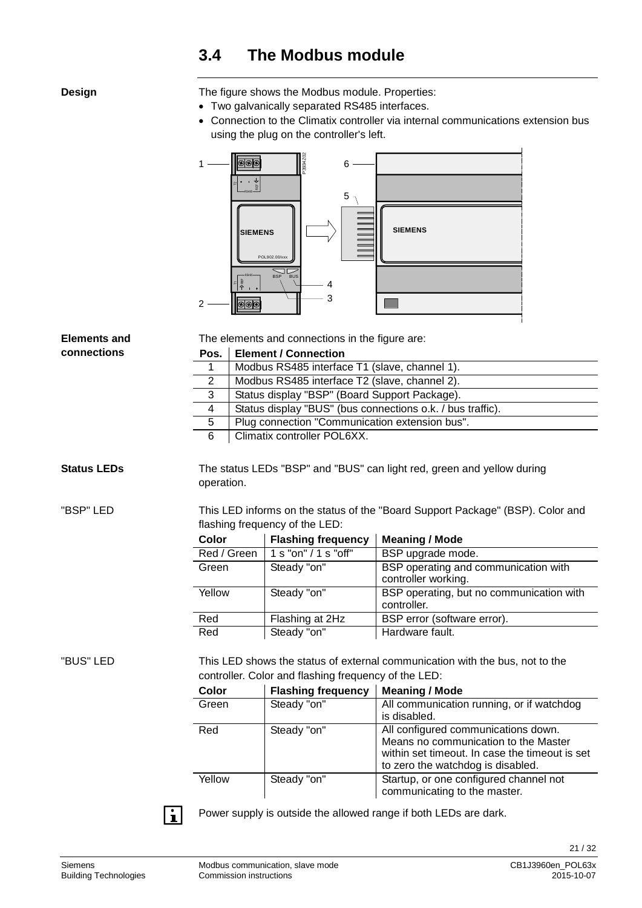## 3.4 The Modbus module

**Design**

The figure shows the Modbus module. Properties:

- Two galvanically separated RS485 interfaces.
- Connection to the Climatix controller via internal communications extension bus using the plug on the controller's left.

**Elements and connections**

The elements and connections in the figure are:

| Pos. | Element / Connection |
|---|---|
| 1 | Modbus RS485 interface T1 (slave, channel 1). |
| 2 | Modbus RS485 interface T2 (slave, channel 2). |
| 3 | Status display "BSP" (Board Support Package). |
| 4 | Status display "BUS" (bus connections o.k. / bus traffic). |
| 5 | Plug connection "Communication extension bus". |
| 6 | Climatix controller POL6XX. |

**Status LEDs**

The status LEDs "BSP" and "BUS" can light red, green and yellow during operation.

**"BSP" LED**

This LED informs on the status of the "Board Support Package" (BSP). Color and flashing frequency of the LED:

| Color | Flashing frequency | Meaning / Mode |
|---|---|---|
| Red / Green | 1 s "on" / 1 s "off" | BSP upgrade mode. |
| Green | Steady "on" | BSP operating and communication with controller working. |
| Yellow | Steady "on" | BSP operating, but no communication with controller. |
| Red | Flashing at 2Hz | BSP error (software error). |
| Red | Steady "on" | Hardware fault. |

**"BUS" LED**

This LED shows the status of external communication with the bus, not to the controller. Color and flashing frequency of the LED:

| Color | Flashing frequency | Meaning / Mode |
|---|---|---|
| Green | Steady "on" | All communication running, or if watchdog is disabled. |
| Red | Steady "on" | All configured communications down. Means no communication to the Master within set timeout. In case the timeout is set to zero the watchdog is disabled. |
| Yellow | Steady "on" | Startup, or one configured channel not communicating to the master. |

Power supply is outside the allowed range if both LEDs are dark.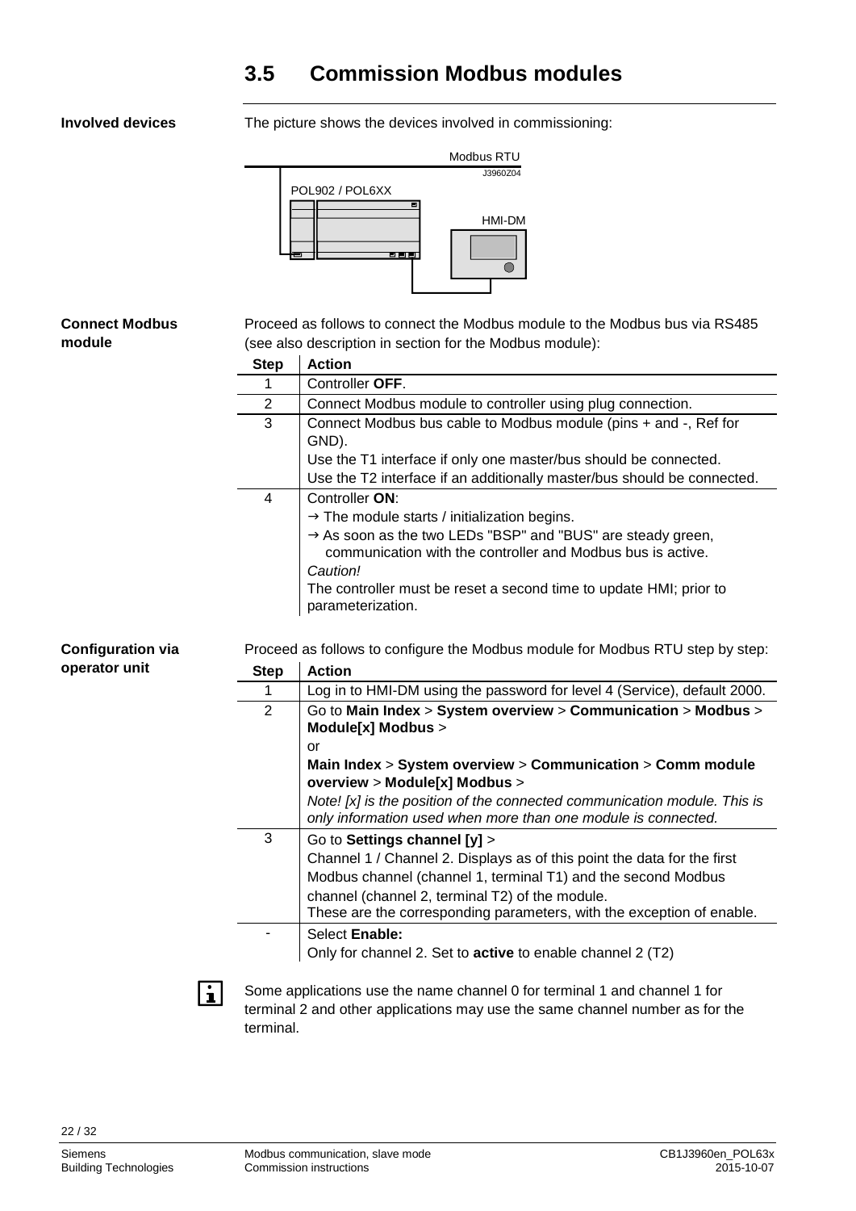## 3.5 Commission Modbus modules

**Involved devices**

The picture shows the devices involved in commissioning:

Modbus RTU

J3960Z04

POL902 / POL6XX

HMI-DM

**Connect Modbus module**

Proceed as follows to connect the Modbus module to the Modbus bus via RS485 (see also description in section for the Modbus module):

| Step | Action |
|---|---|
| 1 | Controller **OFF**. |
| 2 | Connect Modbus module to controller using plug connection. |
| 3 | Connect Modbus bus cable to Modbus module (pins + and -, Ref for GND).<br>Use the T1 interface if only one master/bus should be connected.<br>Use the T2 interface if an additionally master/bus should be connected. |
| 4 | Controller **ON**:<br>→ The module starts / initialization begins.<br>→ As soon as the two LEDs "BSP" and "BUS" are steady green, communication with the controller and Modbus bus is active.<br>*Caution!*<br>The controller must be reset a second time to update HMI; prior to parameterization. |

**Configuration via operator unit**

Proceed as follows to configure the Modbus module for Modbus RTU step by step:

| Step | Action |
|---|---|
| 1 | Log in to HMI-DM using the password for level 4 (Service), default 2000. |
| 2 | Go to **Main Index** > **System overview** > **Communication** > **Modbus** > **Module[x] Modbus** ><br>or<br>**Main Index** > **System overview** > **Communication** > **Comm module overview** > **Module[x] Modbus** ><br>*Note! [x] is the position of the connected communication module. This is only information used when more than one module is connected.* |
| 3 | Go to **Settings channel [y]** ><br>Channel 1 / Channel 2. Displays as of this point the data for the first Modbus channel (channel 1, terminal T1) and the second Modbus channel (channel 2, terminal T2) of the module.<br>These are the corresponding parameters, with the exception of enable. |
| - | Select **Enable:**<br>Only for channel 2. Set to **active** to enable channel 2 (T2) |

Some applications use the name channel 0 for terminal 1 and channel 1 for terminal 2 and other applications may use the same channel number as for the terminal.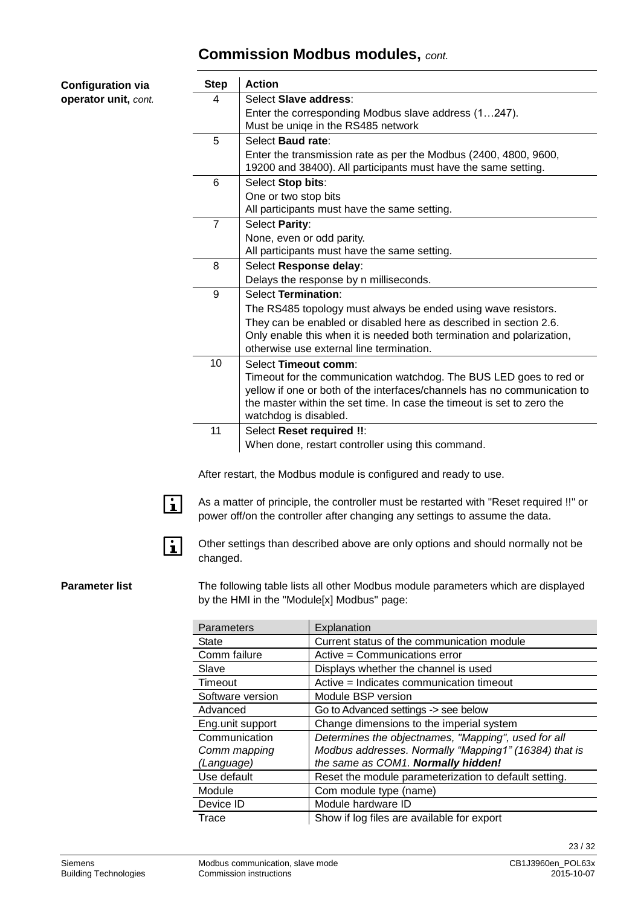# Commission Modbus modules, *cont.*

**Configuration via operator unit,** *cont.*

| Step | Action |
|---|---|
| 4 | Select **Slave address**:<br>Enter the corresponding Modbus slave address (1…247).<br>Must be uniqe in the RS485 network |
| 5 | Select **Baud rate**:<br>Enter the transmission rate as per the Modbus (2400, 4800, 9600, 19200 and 38400). All participants must have the same setting. |
| 6 | Select **Stop bits**:<br>One or two stop bits<br>All participants must have the same setting. |
| 7 | Select **Parity**:<br>None, even or odd parity.<br>All participants must have the same setting. |
| 8 | Select **Response delay**:<br>Delays the response by n milliseconds. |
| 9 | Select **Termination**:<br>The RS485 topology must always be ended using wave resistors. They can be enabled or disabled here as described in section 2.6. Only enable this when it is needed both termination and polarization, otherwise use external line termination. |
| 10 | Select **Timeout comm**:<br>Timeout for the communication watchdog. The BUS LED goes to red or yellow if one or both of the interfaces/channels has no communication to the master within the set time. In case the timeout is set to zero the watchdog is disabled. |
| 11 | Select **Reset required !!**:<br>When done, restart controller using this command. |

After restart, the Modbus module is configured and ready to use.

As a matter of principle, the controller must be restarted with "Reset required !!" or power off/on the controller after changing any settings to assume the data.

Other settings than described above are only options and should normally not be changed.

**Parameter list**

The following table lists all other Modbus module parameters which are displayed by the HMI in the "Module[x] Modbus" page:

| Parameters | Explanation |
|---|---|
| State | Current status of the communication module |
| Comm failure | Active = Communications error |
| Slave | Displays whether the channel is used |
| Timeout | Active = Indicates communication timeout |
| Software version | Module BSP version |
| Advanced | Go to Advanced settings -> see below |
| Eng.unit support | Change dimensions to the imperial system |
| *Communication Comm mapping (Language)* | *Determines the objectnames, "Mapping", used for all Modbus addresses. Normally "Mapping1" (16384) that is the same as COM1.* ***Normally hidden!*** |
| Use default | Reset the module parameterization to default setting. |
| Module | Com module type (name) |
| Device ID | Module hardware ID |
| Trace | Show if log files are available for export |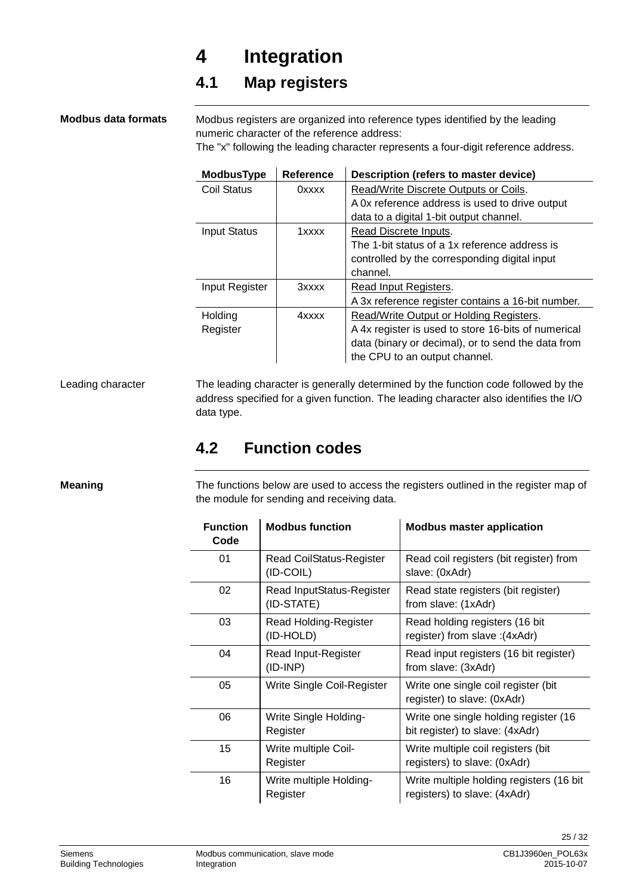# 4 Integration

## 4.1 Map registers

**Modbus data formats**

Modbus registers are organized into reference types identified by the leading numeric character of the reference address:
The "x" following the leading character represents a four-digit reference address.

| ModbusType | Reference | Description (refers to master device) |
|---|---|---|
| Coil Status | 0xxxx | Read/Write Discrete Outputs or Coils. A 0x reference address is used to drive output data to a digital 1-bit output channel. |
| Input Status | 1xxxx | Read Discrete Inputs. The 1-bit status of a 1x reference address is controlled by the corresponding digital input channel. |
| Input Register | 3xxxx | Read Input Registers. A 3x reference register contains a 16-bit number. |
| Holding Register | 4xxxx | Read/Write Output or Holding Registers. A 4x register is used to store 16-bits of numerical data (binary or decimal), or to send the data from the CPU to an output channel. |

Leading character

The leading character is generally determined by the function code followed by the address specified for a given function. The leading character also identifies the I/O data type.

## 4.2 Function codes

**Meaning**

The functions below are used to access the registers outlined in the register map of the module for sending and receiving data.

| Function Code | Modbus function | Modbus master application |
|---|---|---|
| 01 | Read CoilStatus-Register (ID-COIL) | Read coil registers (bit register) from slave: (0xAdr) |
| 02 | Read InputStatus-Register (ID-STATE) | Read state registers (bit register) from slave: (1xAdr) |
| 03 | Read Holding-Register (ID-HOLD) | Read holding registers (16 bit register) from slave :(4xAdr) |
| 04 | Read Input-Register (ID-INP) | Read input registers (16 bit register) from slave: (3xAdr) |
| 05 | Write Single Coil-Register | Write one single coil register (bit register) to slave: (0xAdr) |
| 06 | Write Single Holding-Register | Write one single holding register (16 bit register) to slave: (4xAdr) |
| 15 | Write multiple Coil-Register | Write multiple coil registers (bit registers) to slave: (0xAdr) |
| 16 | Write multiple Holding-Register | Write multiple holding registers (16 bit registers) to slave: (4xAdr) |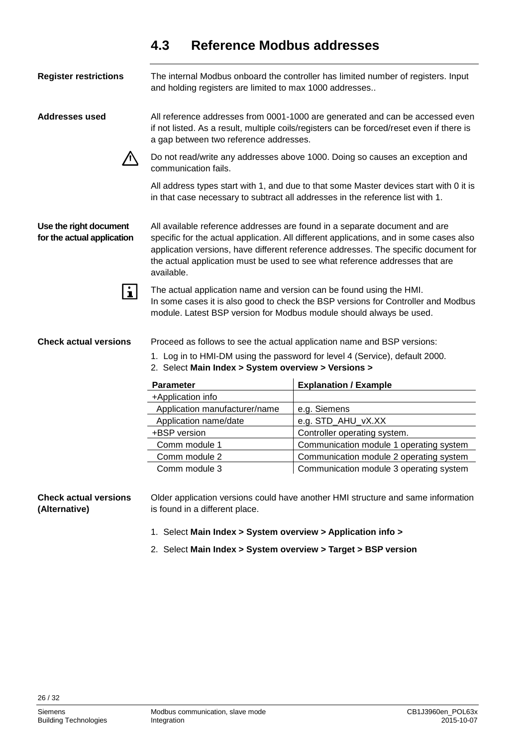## 4.3 Reference Modbus addresses

**Register restrictions**

The internal Modbus onboard the controller has limited number of registers. Input and holding registers are limited to max 1000 addresses..

**Addresses used**

All reference addresses from 0001-1000 are generated and can be accessed even if not listed. As a result, multiple coils/registers can be forced/reset even if there is a gap between two reference addresses.

⚠ Do not read/write any addresses above 1000. Doing so causes an exception and communication fails.

All address types start with 1, and due to that some Master devices start with 0 it is in that case necessary to subtract all addresses in the reference list with 1.

**Use the right document for the actual application**

All available reference addresses are found in a separate document and are specific for the actual application. All different applications, and in some cases also application versions, have different reference addresses. The specific document for the actual application must be used to see what reference addresses that are available.

ℹ The actual application name and version can be found using the HMI.
In some cases it is also good to check the BSP versions for Controller and Modbus module. Latest BSP version for Modbus module should always be used.

**Check actual versions**

Proceed as follows to see the actual application name and BSP versions:

1. Log in to HMI-DM using the password for level 4 (Service), default 2000.
2. Select **Main Index > System overview > Versions >**

| Parameter | Explanation / Example |
|---|---|
| +Application info | |
| Application manufacturer/name | e.g. Siemens |
| Application name/date | e.g. STD_AHU_vX.XX |
| +BSP version | Controller operating system. |
| Comm module 1 | Communication module 1 operating system |
| Comm module 2 | Communication module 2 operating system |
| Comm module 3 | Communication module 3 operating system |

**Check actual versions (Alternative)**

Older application versions could have another HMI structure and same information is found in a different place.

1. Select **Main Index > System overview > Application info >**
2. Select **Main Index > System overview > Target > BSP version**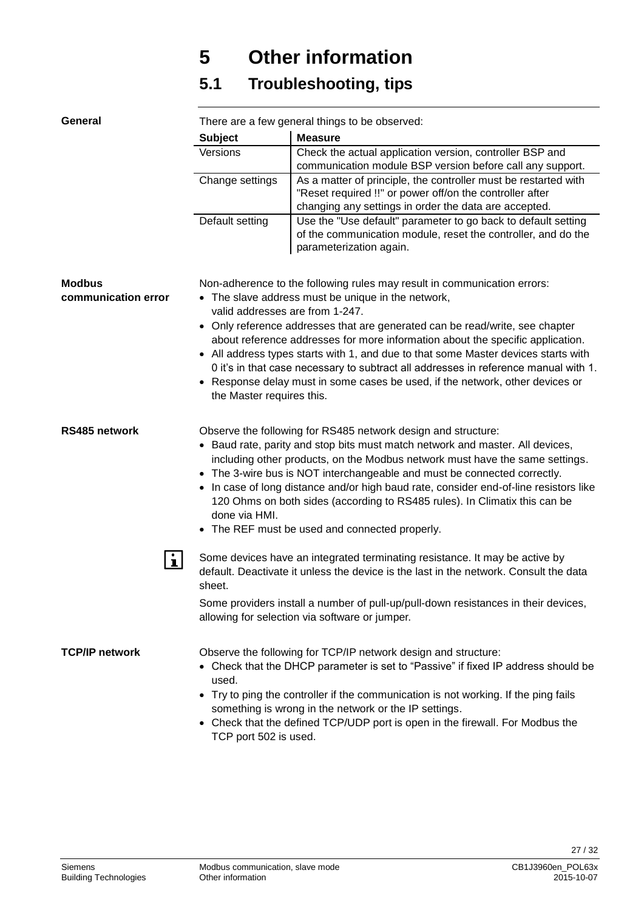# 5 Other information

## 5.1 Troubleshooting, tips

**General**

There are a few general things to be observed:

| Subject | Measure |
|---|---|
| Versions | Check the actual application version, controller BSP and communication module BSP version before call any support. |
| Change settings | As a matter of principle, the controller must be restarted with "Reset required !!" or power off/on the controller after changing any settings in order the data are accepted. |
| Default setting | Use the "Use default" parameter to go back to default setting of the communication module, reset the controller, and do the parameterization again. |

**Modbus communication error**

Non-adherence to the following rules may result in communication errors:

- The slave address must be unique in the network, valid addresses are from 1-247.
- Only reference addresses that are generated can be read/write, see chapter about reference addresses for more information about the specific application.
- All address types starts with 1, and due to that some Master devices starts with 0 it's in that case necessary to subtract all addresses in reference manual with 1.
- Response delay must in some cases be used, if the network, other devices or the Master requires this.

**RS485 network**

Observe the following for RS485 network design and structure:

- Baud rate, parity and stop bits must match network and master. All devices, including other products, on the Modbus network must have the same settings.
- The 3-wire bus is NOT interchangeable and must be connected correctly.
- In case of long distance and/or high baud rate, consider end-of-line resistors like 120 Ohms on both sides (according to RS485 rules). In Climatix this can be done via HMI.
- The REF must be used and connected properly.

Some devices have an integrated terminating resistance. It may be active by default. Deactivate it unless the device is the last in the network. Consult the data sheet.

Some providers install a number of pull-up/pull-down resistances in their devices, allowing for selection via software or jumper.

**TCP/IP network**

Observe the following for TCP/IP network design and structure:

- Check that the DHCP parameter is set to "Passive" if fixed IP address should be used.
- Try to ping the controller if the communication is not working. If the ping fails something is wrong in the network or the IP settings.
- Check that the defined TCP/UDP port is open in the firewall. For Modbus the TCP port 502 is used.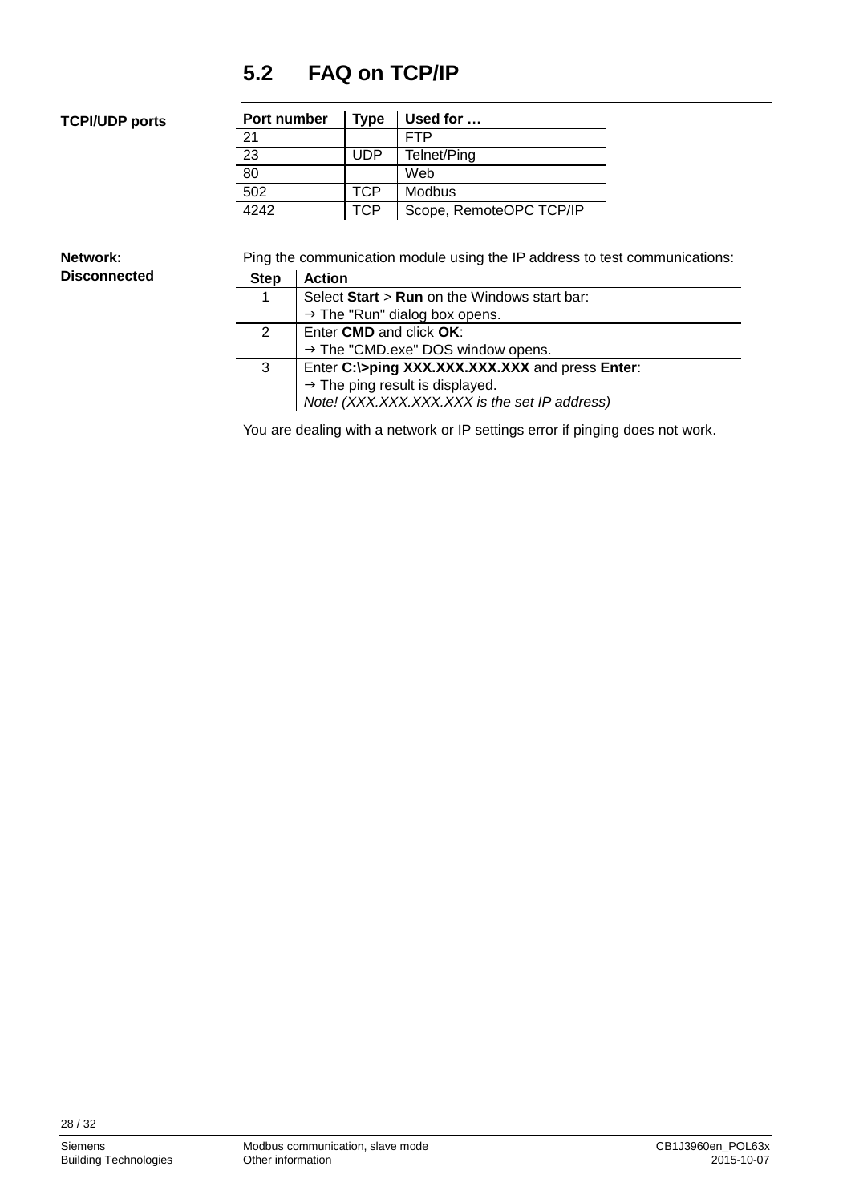## 5.2 FAQ on TCP/IP

**TCPI/UDP ports**

| Port number | Type | Used for … |
|---|---|---|
| 21 | | FTP |
| 23 | UDP | Telnet/Ping |
| 80 | | Web |
| 502 | TCP | Modbus |
| 4242 | TCP | Scope, RemoteOPC TCP/IP |

**Network: Disconnected**

Ping the communication module using the IP address to test communications:

| Step | Action |
|---|---|
| 1 | Select **Start** > **Run** on the Windows start bar:<br>→ The "Run" dialog box opens. |
| 2 | Enter **CMD** and click **OK**:<br>→ The "CMD.exe" DOS window opens. |
| 3 | Enter **C:\>ping XXX.XXX.XXX.XXX** and press **Enter**:<br>→ The ping result is displayed.<br>*Note! (XXX.XXX.XXX.XXX is the set IP address)* |

You are dealing with a network or IP settings error if pinging does not work.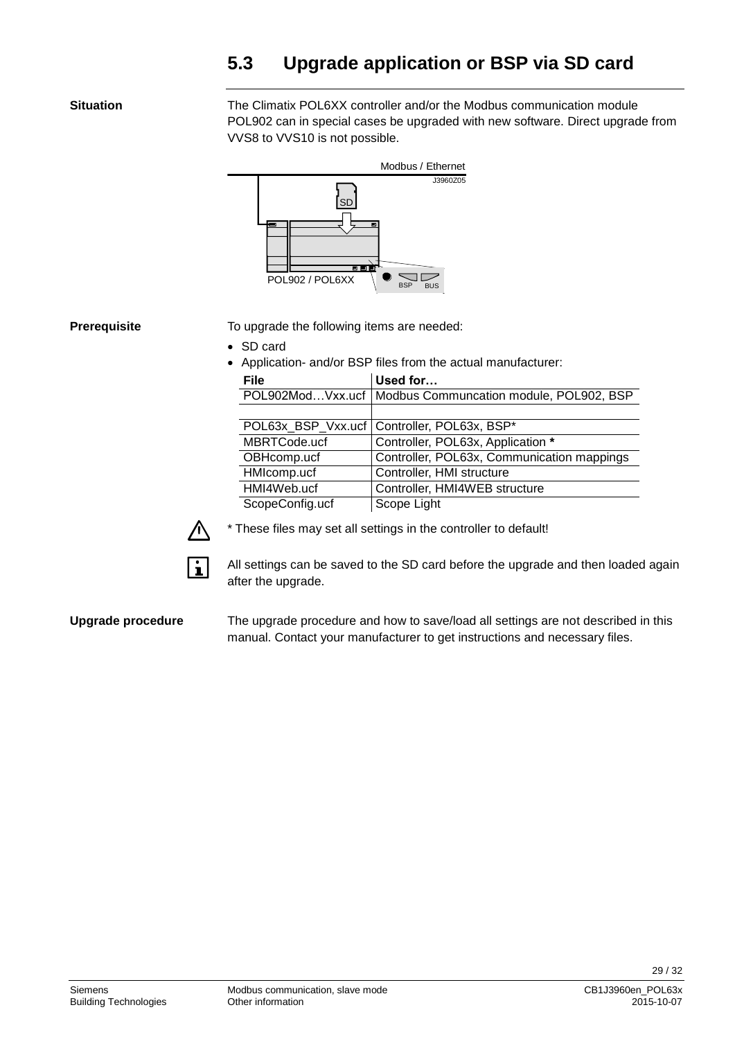## 5.3 Upgrade application or BSP via SD card

**Situation**

The Climatix POL6XX controller and/or the Modbus communication module POL902 can in special cases be upgraded with new software. Direct upgrade from VVS8 to VVS10 is not possible.

**Prerequisite**

To upgrade the following items are needed:

- SD card
- Application- and/or BSP files from the actual manufacturer:

| File | Used for… |
|---|---|
| POL902Mod…Vxx.ucf | Modbus Communcation module, POL902, BSP |
| | |
| POL63x_BSP_Vxx.ucf | Controller, POL63x, BSP* |
| MBRTCode.ucf | Controller, POL63x, Application * |
| OBHcomp.ucf | Controller, POL63x, Communication mappings |
| HMIcomp.ucf | Controller, HMI structure |
| HMI4Web.ucf | Controller, HMI4WEB structure |
| ScopeConfig.ucf | Scope Light |

* These files may set all settings in the controller to default!

All settings can be saved to the SD card before the upgrade and then loaded again after the upgrade.

**Upgrade procedure**

The upgrade procedure and how to save/load all settings are not described in this manual. Contact your manufacturer to get instructions and necessary files.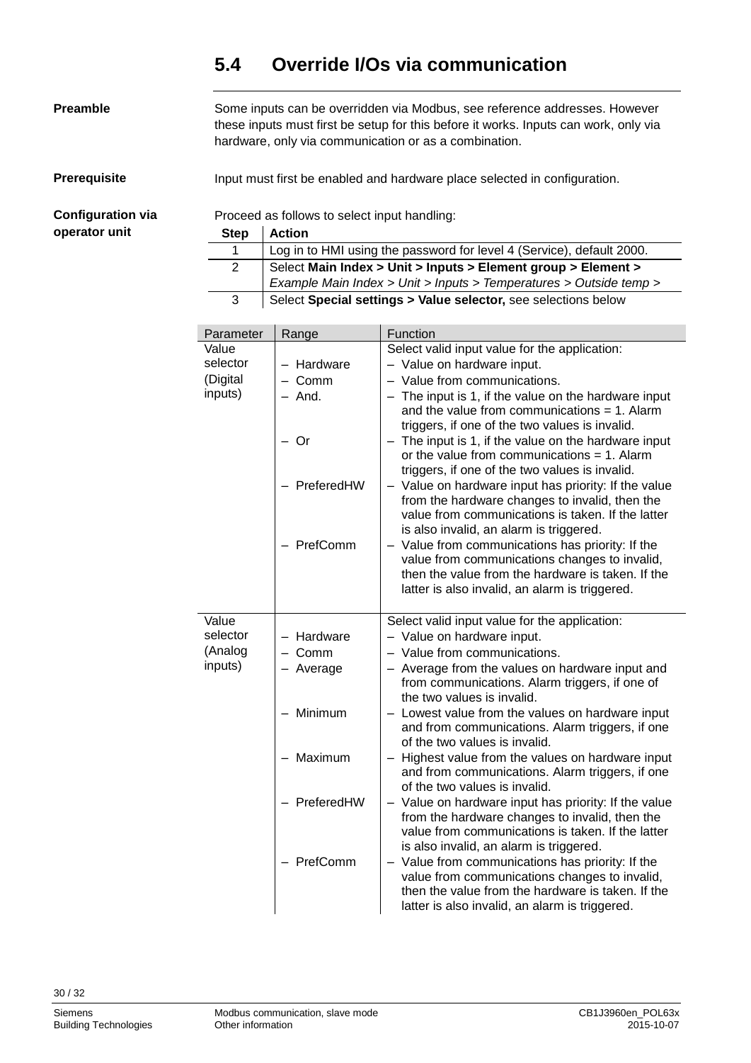## 5.4 Override I/Os via communication

**Preamble**

Some inputs can be overridden via Modbus, see reference addresses. However these inputs must first be setup for this before it works. Inputs can work, only via hardware, only via communication or as a combination.

**Prerequisite**

Input must first be enabled and hardware place selected in configuration.

**Configuration via operator unit**

Proceed as follows to select input handling:

| Step | Action |
|---|---|
| 1 | Log in to HMI using the password for level 4 (Service), default 2000. |
| 2 | Select **Main Index > Unit > Inputs > Element group > Element >**<br>*Example Main Index > Unit > Inputs > Temperatures > Outside temp >* |
| 3 | Select **Special settings > Value selector,** see selections below |

| Parameter | Range | Function |
|---|---|---|
| Value selector (Digital inputs) | | Select valid input value for the application: |
| | – Hardware | – Value on hardware input. |
| | – Comm | – Value from communications. |
| | – And. | – The input is 1, if the value on the hardware input and the value from communications = 1. Alarm triggers, if one of the two values is invalid. |
| | – Or | – The input is 1, if the value on the hardware input or the value from communications = 1. Alarm triggers, if one of the two values is invalid. |
| | – PreferedHW | – Value on hardware input has priority: If the value from the hardware changes to invalid, then the value from communications is taken. If the latter is also invalid, an alarm is triggered. |
| | – PrefComm | – Value from communications has priority: If the value from communications changes to invalid, then the value from the hardware is taken. If the latter is also invalid, an alarm is triggered. |
| Value selector (Analog inputs) | | Select valid input value for the application: |
| | – Hardware | – Value on hardware input. |
| | – Comm | – Value from communications. |
| | – Average | – Average from the values on hardware input and from communications. Alarm triggers, if one of the two values is invalid. |
| | – Minimum | – Lowest value from the values on hardware input and from communications. Alarm triggers, if one of the two values is invalid. |
| | – Maximum | – Highest value from the values on hardware input and from communications. Alarm triggers, if one of the two values is invalid. |
| | – PreferedHW | – Value on hardware input has priority: If the value from the hardware changes to invalid, then the value from communications is taken. If the latter is also invalid, an alarm is triggered. |
| | – PrefComm | – Value from communications has priority: If the value from communications changes to invalid, then the value from the hardware is taken. If the latter is also invalid, an alarm is triggered. |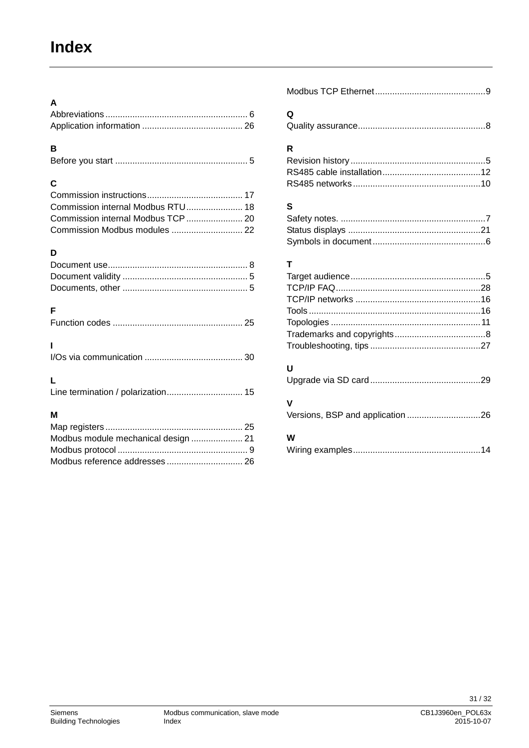# Index

**A**

Abbreviations ... 6
Application information ... 26

**B**

Before you start ... 5

**C**

Commission instructions ... 17
Commission internal Modbus RTU ... 18
Commission internal Modbus TCP ... 20
Commission Modbus modules ... 22

**D**

Document use ... 8
Document validity ... 5
Documents, other ... 5

**F**

Function codes ... 25

**I**

I/Os via communication ... 30

**L**

Line termination / polarization ... 15

**M**

Map registers ... 25
Modbus module mechanical design ... 21
Modbus protocol ... 9
Modbus reference addresses ... 26
Modbus TCP Ethernet ... 9

**Q**

Quality assurance ... 8

**R**

Revision history ... 5
RS485 cable installation ... 12
RS485 networks ... 10

**S**

Safety notes. ... 7
Status displays ... 21
Symbols in document ... 6

**T**

Target audience ... 5
TCP/IP FAQ ... 28
TCP/IP networks ... 16
Tools ... 16
Topologies ... 11
Trademarks and copyrights ... 8
Troubleshooting, tips ... 27

**U**

Upgrade via SD card ... 29

**V**

Versions, BSP and application ... 26

**W**

Wiring examples ... 14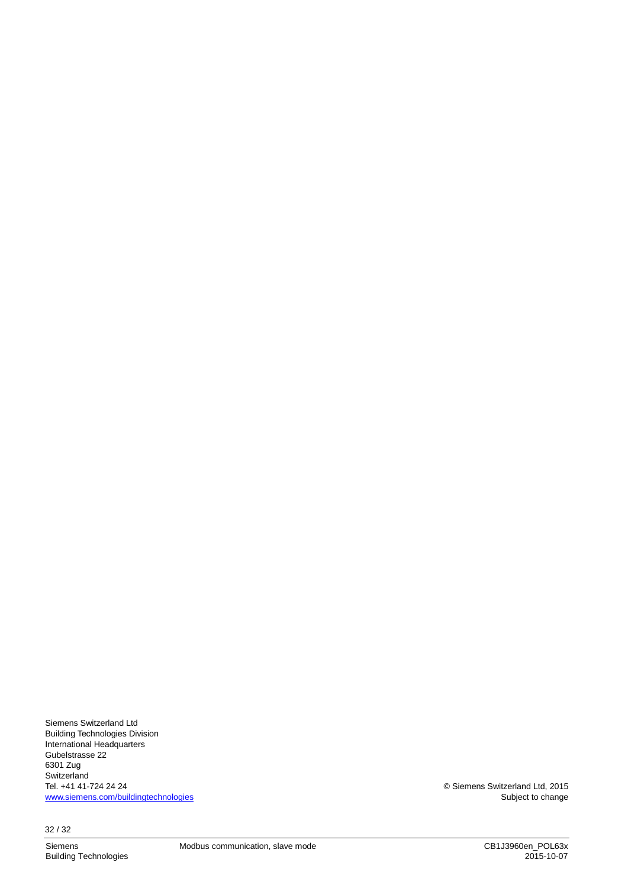Siemens Switzerland Ltd
Building Technologies Division
International Headquarters
Gubelstrasse 22
6301 Zug
Switzerland
Tel. +41 41-724 24 24
[www.siemens.com/buildingtechnologies](http://www.siemens.com/buildingtechnologies)

© Siemens Switzerland Ltd, 2015
Subject to change